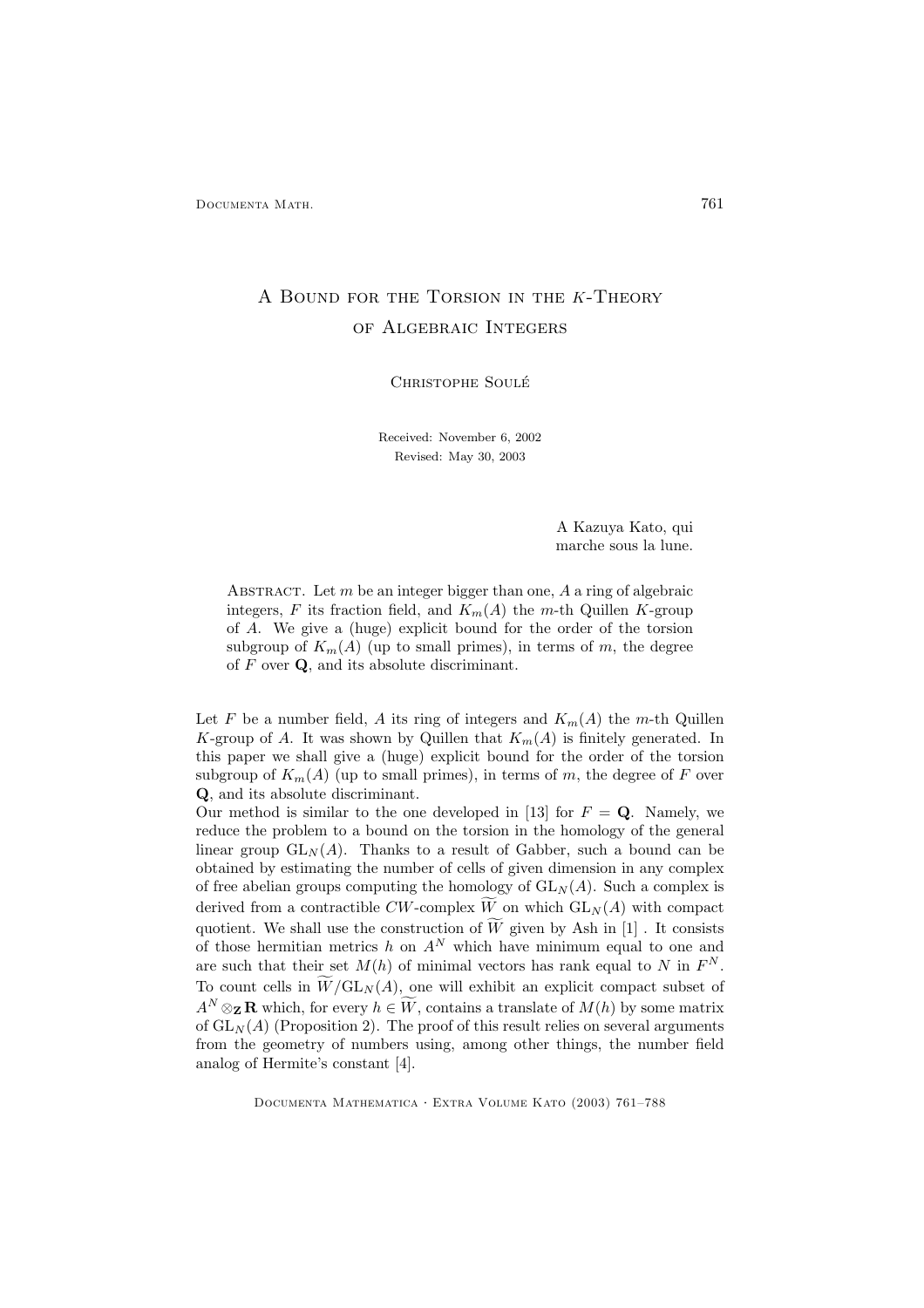# A Bound for the Torsion in the $K$-Theory of Algebraic Integers

Christophe Soulé

Received: November 6, 2002

Revised: May 30, 2003

A Kazuya Kato, qui
marche sous la lune.

Abstract. Let $m$ be an integer bigger than one, $A$ a ring of algebraic integers, $F$ its fraction field, and $K_m(A)$ the $m$-th Quillen $K$-group of $A$. We give a (huge) explicit bound for the order of the torsion subgroup of $K_m(A)$ (up to small primes), in terms of $m$, the degree of $F$ over $\mathbf{Q}$, and its absolute discriminant.

Let $F$ be a number field, $A$ its ring of integers and $K_m(A)$ the $m$-th Quillen $K$-group of $A$. It was shown by Quillen that $K_m(A)$ is finitely generated. In this paper we shall give a (huge) explicit bound for the order of the torsion subgroup of $K_m(A)$ (up to small primes), in terms of $m$, the degree of $F$ over $\mathbf{Q}$, and its absolute discriminant.

Our method is similar to the one developed in [13] for $F = \mathbf{Q}$. Namely, we reduce the problem to a bound on the torsion in the homology of the general linear group $\mathrm{GL}_N(A)$. Thanks to a result of Gabber, such a bound can be obtained by estimating the number of cells of given dimension in any complex of free abelian groups computing the homology of $\mathrm{GL}_N(A)$. Such a complex is derived from a contractible $CW$-complex $\widetilde{W}$ on which $\mathrm{GL}_N(A)$ with compact quotient. We shall use the construction of $\widetilde{W}$ given by Ash in [1] . It consists of those hermitian metrics $h$ on $A^N$ which have minimum equal to one and are such that their set $M(h)$ of minimal vectors has rank equal to $N$ in $F^N$. To count cells in $\widetilde{W}/\mathrm{GL}_N(A)$, one will exhibit an explicit compact subset of $A^N \otimes_{\mathbf{Z}} \mathbf{R}$ which, for every $h \in \widetilde{W}$, contains a translate of $M(h)$ by some matrix of $\mathrm{GL}_N(A)$ (Proposition 2). The proof of this result relies on several arguments from the geometry of numbers using, among other things, the number field analog of Hermite's constant [4].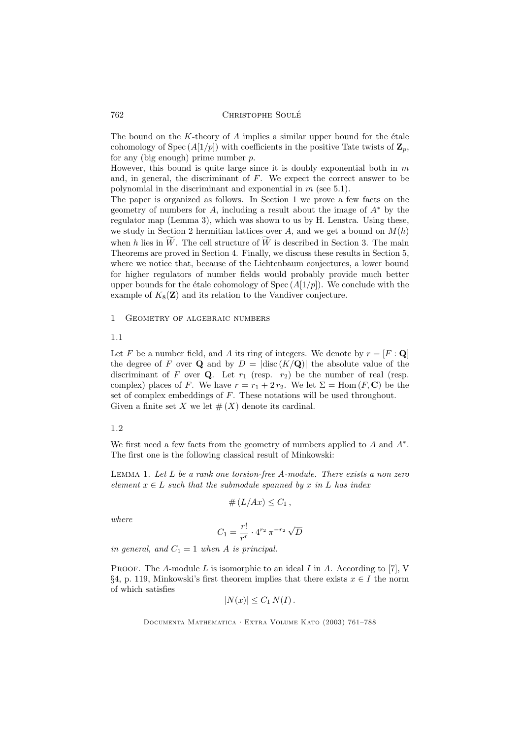The bound on the $K$-theory of $A$ implies a similar upper bound for the étale cohomology of $\mathrm{Spec}\,(A[1/p])$ with coefficients in the positive Tate twists of $\mathbf{Z}_p$, for any (big enough) prime number $p$.

However, this bound is quite large since it is doubly exponential both in $m$ and, in general, the discriminant of $F$. We expect the correct answer to be polynomial in the discriminant and exponential in $m$ (see 5.1).

The paper is organized as follows. In Section 1 we prove a few facts on the geometry of numbers for $A$, including a result about the image of $A^*$ by the regulator map (Lemma 3), which was shown to us by H. Lenstra. Using these, we study in Section 2 hermitian lattices over $A$, and we get a bound on $M(h)$ when $h$ lies in $\widetilde{W}$. The cell structure of $\widetilde{W}$ is described in Section 3. The main Theorems are proved in Section 4. Finally, we discuss these results in Section 5, where we notice that, because of the Lichtenbaum conjectures, a lower bound for higher regulators of number fields would probably provide much better upper bounds for the étale cohomology of $\mathrm{Spec}\,(A[1/p])$. We conclude with the example of $K_8(\mathbf{Z})$ and its relation to the Vandiver conjecture.

# 1 Geometry of algebraic numbers

## 1.1

Let $F$ be a number field, and $A$ its ring of integers. We denote by $r = [F : \mathbf{Q}]$ the degree of $F$ over $\mathbf{Q}$ and by $D = |\mathrm{disc}\,(K/\mathbf{Q})|$ the absolute value of the discriminant of $F$ over $\mathbf{Q}$. Let $r_1$ (resp. $r_2$) be the number of real (resp. complex) places of $F$. We have $r = r_1 + 2\,r_2$. We let $\Sigma = \mathrm{Hom}\,(F, \mathbf{C})$ be the set of complex embeddings of $F$. These notations will be used throughout.
Given a finite set $X$ we let $\#\,(X)$ denote its cardinal.

## 1.2

We first need a few facts from the geometry of numbers applied to $A$ and $A^*$. The first one is the following classical result of Minkowski:

Lemma 1. *Let $L$ be a rank one torsion-free $A$-module. There exists a non zero element $x \in L$ such that the submodule spanned by $x$ in $L$ has index*

$$\#\,(L/Ax) \leq C_1\,,$$

*where*

$$C_1 = \frac{r!}{r^r} \cdot 4^{r_2}\,\pi^{-r_2}\,\sqrt{D}$$

*in general, and $C_1 = 1$ when $A$ is principal.*

Proof. The $A$-module $L$ is isomorphic to an ideal $I$ in $A$. According to [7], V §4, p. 119, Minkowski's first theorem implies that there exists $x \in I$ the norm of which satisfies

$$|N(x)| \leq C_1\,N(I)\,.$$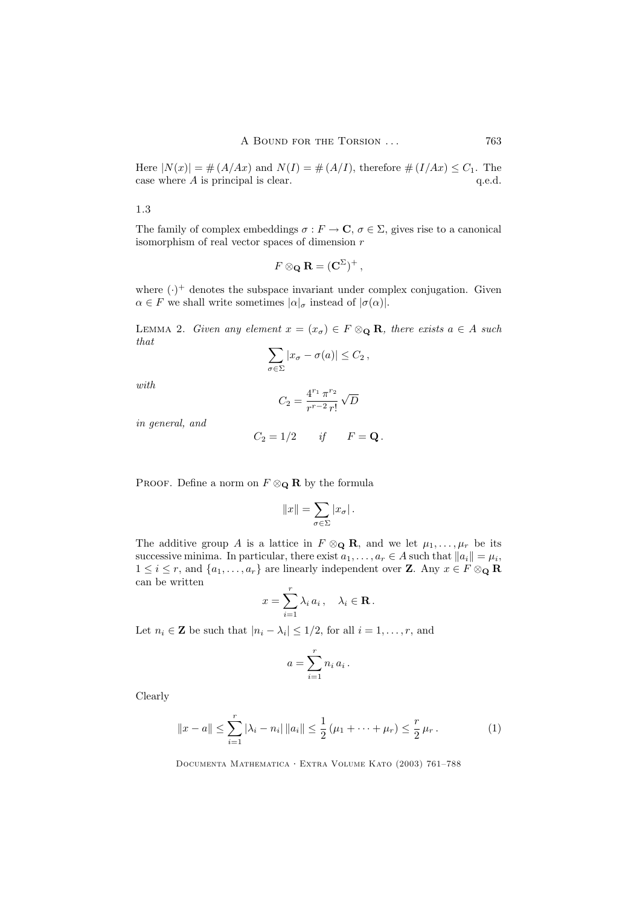Here $|N(x)| = \#\,(A/Ax)$ and $N(I) = \#\,(A/I)$, therefore $\#\,(I/Ax) \leq C_1$. The case where $A$ is principal is clear. q.e.d.

## 1.3

The family of complex embeddings $\sigma : F \to \mathbf{C}$, $\sigma \in \Sigma$, gives rise to a canonical isomorphism of real vector spaces of dimension $r$

$$F \otimes_{\mathbf{Q}} \mathbf{R} = (\mathbf{C}^{\Sigma})^{+}\,,$$

where $(\cdot)^{+}$ denotes the subspace invariant under complex conjugation. Given $\alpha \in F$ we shall write sometimes $|\alpha|_\sigma$ instead of $|\sigma(\alpha)|$.

Lemma 2. *Given any element $x = (x_\sigma) \in F \otimes_{\mathbf{Q}} \mathbf{R}$, there exists $a \in A$ such that*

$$\sum_{\sigma \in \Sigma} |x_\sigma - \sigma(a)| \leq C_2\,,$$

*with*

$$C_2 = \frac{4^{r_1}\,\pi^{r_2}}{r^{r-2}\,r!}\,\sqrt{D}$$

*in general, and*

$$C_2 = 1/2 \qquad \textit{if} \qquad F = \mathbf{Q}\,.$$

Proof. Define a norm on $F \otimes_{\mathbf{Q}} \mathbf{R}$ by the formula

$$\|x\| = \sum_{\sigma \in \Sigma} |x_\sigma|\,.$$

The additive group $A$ is a lattice in $F \otimes_{\mathbf{Q}} \mathbf{R}$, and we let $\mu_1, \ldots, \mu_r$ be its successive minima. In particular, there exist $a_1, \ldots, a_r \in A$ such that $\|a_i\| = \mu_i$, $1 \leq i \leq r$, and $\{a_1, \ldots, a_r\}$ are linearly independent over $\mathbf{Z}$. Any $x \in F \otimes_{\mathbf{Q}} \mathbf{R}$ can be written

$$x = \sum_{i=1}^{r} \lambda_i\, a_i\,, \quad \lambda_i \in \mathbf{R}\,.$$

Let $n_i \in \mathbf{Z}$ be such that $|n_i - \lambda_i| \leq 1/2$, for all $i = 1, \ldots, r$, and

$$a = \sum_{i=1}^{r} n_i\, a_i\,.$$

Clearly

$$\|x - a\| \leq \sum_{i=1}^{r} |\lambda_i - n_i|\, \|a_i\| \leq \frac{1}{2}\,(\mu_1 + \cdots + \mu_r) \leq \frac{r}{2}\,\mu_r\,. \tag{1}$$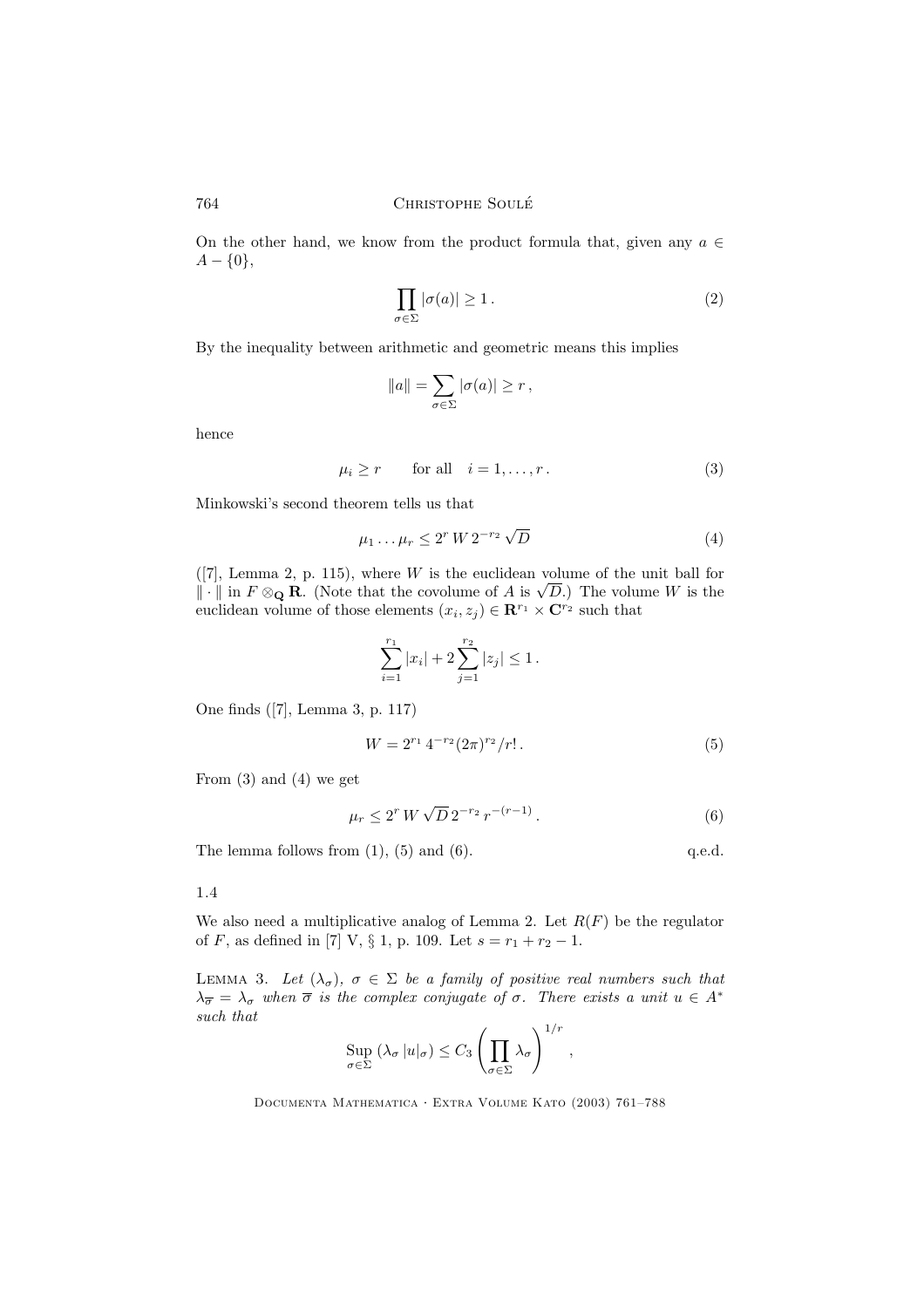On the other hand, we know from the product formula that, given any $a \in A - \{0\}$,

$$\prod_{\sigma \in \Sigma} |\sigma(a)| \geq 1 \,. \tag{2}$$

By the inequality between arithmetic and geometric means this implies

$$\|a\| = \sum_{\sigma \in \Sigma} |\sigma(a)| \geq r \,,$$

hence

$$\mu_i \geq r \qquad \text{for all} \quad i = 1, \ldots, r \,. \tag{3}$$

Minkowski's second theorem tells us that

$$\mu_1 \ldots \mu_r \leq 2^r \, W \, 2^{-r_2} \sqrt{D} \tag{4}$$

([7], Lemma 2, p. 115), where $W$ is the euclidean volume of the unit ball for $\| \cdot \|$ in $F \otimes_{\mathbf{Q}} \mathbf{R}$. (Note that the covolume of $A$ is $\sqrt{D}$.) The volume $W$ is the euclidean volume of those elements $(x_i, z_j) \in \mathbf{R}^{r_1} \times \mathbf{C}^{r_2}$ such that

$$\sum_{i=1}^{r_1} |x_i| + 2 \sum_{j=1}^{r_2} |z_j| \leq 1 \,.$$

One finds ([7], Lemma 3, p. 117)

$$W = 2^{r_1} \, 4^{-r_2} (2\pi)^{r_2} / r! \,. \tag{5}$$

From (3) and (4) we get

$$\mu_r \leq 2^r \, W \sqrt{D} \, 2^{-r_2} \, r^{-(r-1)} \,. \tag{6}$$

The lemma follows from (1), (5) and (6). q.e.d.

1.4

We also need a multiplicative analog of Lemma 2. Let $R(F)$ be the regulator of $F$, as defined in [7] V, § 1, p. 109. Let $s = r_1 + r_2 - 1$.

Lemma 3. *Let $(\lambda_\sigma)$, $\sigma \in \Sigma$ be a family of positive real numbers such that $\lambda_{\overline{\sigma}} = \lambda_\sigma$ when $\overline{\sigma}$ is the complex conjugate of $\sigma$. There exists a unit $u \in A^*$ such that*

$$\operatorname*{Sup}_{\sigma \in \Sigma} \, (\lambda_\sigma \, |u|_\sigma) \leq C_3 \left( \prod_{\sigma \in \Sigma} \lambda_\sigma \right)^{1/r} ,$$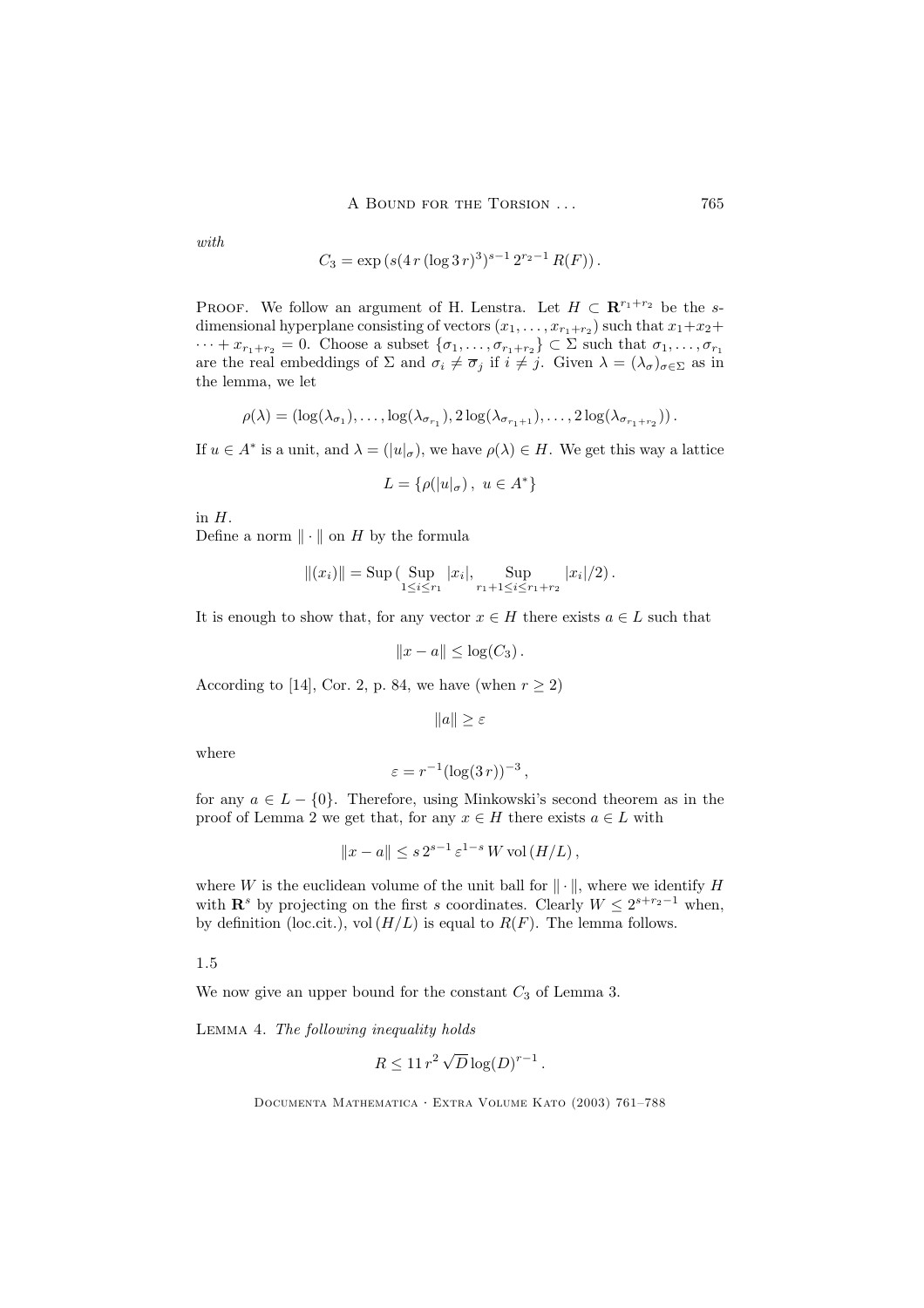*with*

$$C_3 = \exp\left(s(4\,r\,(\log 3\,r)^3)^{s-1}\,2^{r_2-1}\,R(F)\right).$$

Proof. We follow an argument of H. Lenstra. Let $H \subset \mathbf{R}^{r_1+r_2}$ be the $s$-dimensional hyperplane consisting of vectors $(x_1,\ldots,x_{r_1+r_2})$ such that $x_1+x_2+\cdots+x_{r_1+r_2}=0$. Choose a subset $\{\sigma_1,\ldots,\sigma_{r_1+r_2}\}\subset\Sigma$ such that $\sigma_1,\ldots,\sigma_{r_1}$ are the real embeddings of $\Sigma$ and $\sigma_i \neq \overline{\sigma}_j$ if $i\neq j$. Given $\lambda=(\lambda_\sigma)_{\sigma\in\Sigma}$ as in the lemma, we let

$$\rho(\lambda) = (\log(\lambda_{\sigma_1}),\ldots,\log(\lambda_{\sigma_{r_1}}),2\log(\lambda_{\sigma_{r_1+1}}),\ldots,2\log(\lambda_{\sigma_{r_1+r_2}}))\,.$$

If $u\in A^*$ is a unit, and $\lambda = (|u|_\sigma)$, we have $\rho(\lambda)\in H$. We get this way a lattice

$$L = \{\rho(|u|_\sigma)\,,\ u\in A^*\}$$

in $H$.

Define a norm $\|\cdot\|$ on $H$ by the formula

$$\|(x_i)\| = \operatorname{Sup}\big(\operatorname*{Sup}_{1\leq i\leq r_1}|x_i|,\ \operatorname*{Sup}_{r_1+1\leq i\leq r_1+r_2}|x_i|/2\big)\,.$$

It is enough to show that, for any vector $x\in H$ there exists $a\in L$ such that

$$\|x-a\|\leq \log(C_3)\,.$$

According to [14], Cor. 2, p. 84, we have (when $r\geq 2$)

$$\|a\|\geq\varepsilon$$

where

$$\varepsilon = r^{-1}(\log(3\,r))^{-3}\,,$$

for any $a\in L-\{0\}$. Therefore, using Minkowski's second theorem as in the proof of Lemma 2 we get that, for any $x\in H$ there exists $a\in L$ with

$$\|x-a\|\leq s\,2^{s-1}\,\varepsilon^{1-s}\,W\operatorname{vol}(H/L)\,,$$

where $W$ is the euclidean volume of the unit ball for $\|\cdot\|$, where we identify $H$ with $\mathbf{R}^s$ by projecting on the first $s$ coordinates. Clearly $W\leq 2^{s+r_2-1}$ when, by definition (loc.cit.), $\operatorname{vol}(H/L)$ is equal to $R(F)$. The lemma follows.

1.5

We now give an upper bound for the constant $C_3$ of Lemma 3.

Lemma 4. *The following inequality holds*

$$R\leq 11\,r^2\sqrt{D}\log(D)^{r-1}\,.$$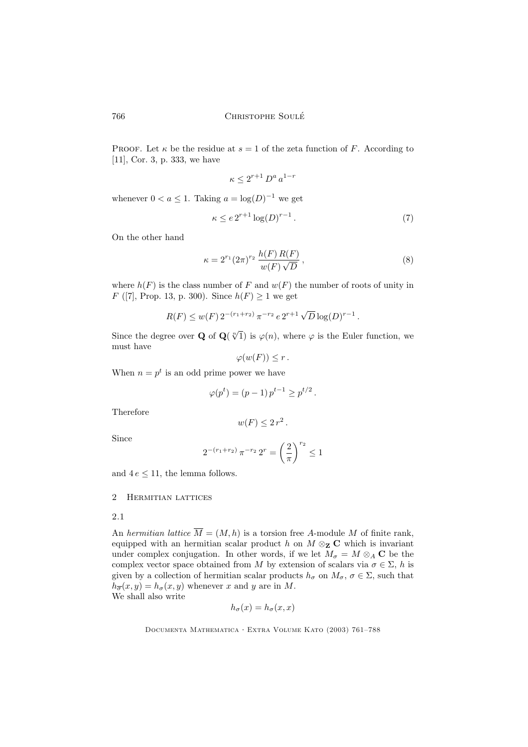Proof. Let $\kappa$ be the residue at $s = 1$ of the zeta function of $F$. According to [11], Cor. 3, p. 333, we have

$$\kappa \leq 2^{r+1} \, D^a \, a^{1-r}$$

whenever $0 < a \leq 1$. Taking $a = \log(D)^{-1}$ we get

$$\kappa \leq e \, 2^{r+1} \log(D)^{r-1} \, . \tag{7}$$

On the other hand

$$\kappa = 2^{r_1} (2\pi)^{r_2} \, \frac{h(F) \, R(F)}{w(F) \sqrt{D}} \, , \tag{8}$$

where $h(F)$ is the class number of $F$ and $w(F)$ the number of roots of unity in $F$ ([7], Prop. 13, p. 300). Since $h(F) \geq 1$ we get

$$R(F) \leq w(F) \, 2^{-(r_1+r_2)} \, \pi^{-r_2} \, e \, 2^{r+1} \sqrt{D} \log(D)^{r-1} \, .$$

Since the degree over $\mathbf{Q}$ of $\mathbf{Q}(\sqrt[n]{1})$ is $\varphi(n)$, where $\varphi$ is the Euler function, we must have

$$\varphi(w(F)) \leq r \, .$$

When $n = p^t$ is an odd prime power we have

$$\varphi(p^t) = (p-1) \, p^{t-1} \geq p^{t/2} \, .$$

Therefore

$$w(F) \leq 2 \, r^2 \, .$$

Since

$$2^{-(r_1+r_2)} \, \pi^{-r_2} \, 2^r = \left( \frac{2}{\pi} \right)^{r_2} \leq 1$$

and $4 \, e \leq 11$, the lemma follows.

## 2 Hermitian lattices

### 2.1

An *hermitian lattice* $\overline{M} = (M, h)$ is a torsion free $A$-module $M$ of finite rank, equipped with an hermitian scalar product $h$ on $M \otimes_{\mathbf{Z}} \mathbf{C}$ which is invariant under complex conjugation. In other words, if we let $M_\sigma = M \otimes_A \mathbf{C}$ be the complex vector space obtained from $M$ by extension of scalars via $\sigma \in \Sigma$, $h$ is given by a collection of hermitian scalar products $h_\sigma$ on $M_\sigma$, $\sigma \in \Sigma$, such that $h_{\overline{\sigma}}(x, y) = h_\sigma(x, y)$ whenever $x$ and $y$ are in $M$.
We shall also write

$$h_\sigma(x) = h_\sigma(x, x)$$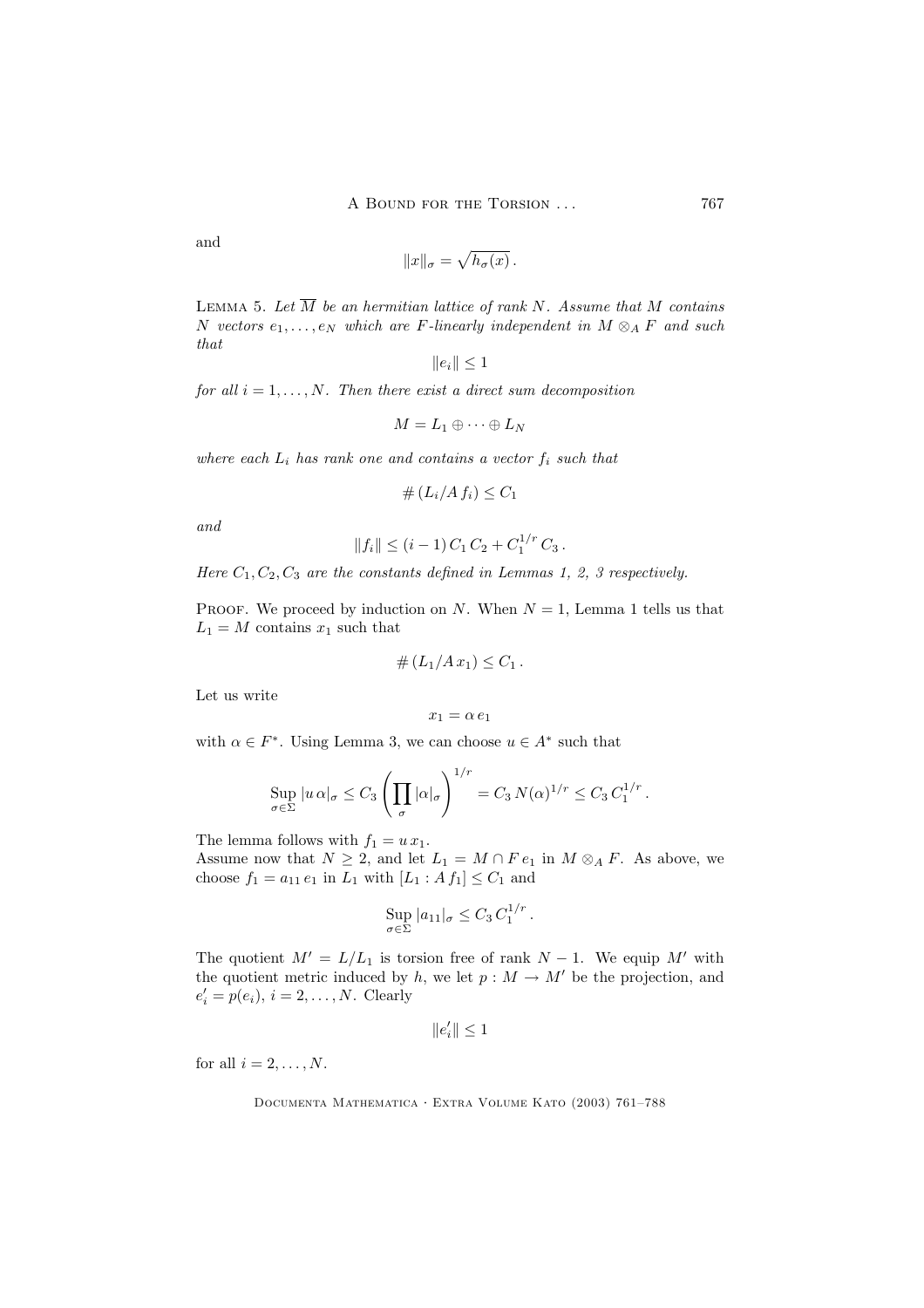and

$$\|x\|_\sigma = \sqrt{h_\sigma(x)}\,.$$

LEMMA 5. *Let $\overline{M}$ be an hermitian lattice of rank $N$. Assume that $M$ contains $N$ vectors $e_1, \ldots, e_N$ which are $F$-linearly independent in $M \otimes_A F$ and such that*

$$\|e_i\| \leq 1$$

*for all $i = 1, \ldots, N$. Then there exist a direct sum decomposition*

$$M = L_1 \oplus \cdots \oplus L_N$$

*where each $L_i$ has rank one and contains a vector $f_i$ such that*

$$\#\,(L_i / A\, f_i) \leq C_1$$

*and*

$$\|f_i\| \leq (i-1)\, C_1\, C_2 + C_1^{1/r}\, C_3\,.$$

*Here $C_1, C_2, C_3$ are the constants defined in Lemmas 1, 2, 3 respectively.*

PROOF. We proceed by induction on $N$. When $N = 1$, Lemma 1 tells us that $L_1 = M$ contains $x_1$ such that

$$\#\,(L_1 / A\, x_1) \leq C_1\,.$$

Let us write

$$x_1 = \alpha\, e_1$$

with $\alpha \in F^*$. Using Lemma 3, we can choose $u \in A^*$ such that

$$\operatorname*{Sup}_{\sigma \in \Sigma} |u\,\alpha|_\sigma \leq C_3 \left( \prod_\sigma |\alpha|_\sigma \right)^{1/r} = C_3\, N(\alpha)^{1/r} \leq C_3\, C_1^{1/r}\,.$$

The lemma follows with $f_1 = u\, x_1$.
Assume now that $N \geq 2$, and let $L_1 = M \cap F\, e_1$ in $M \otimes_A F$. As above, we choose $f_1 = a_{11}\, e_1$ in $L_1$ with $[L_1 : A\, f_1] \leq C_1$ and

$$\operatorname*{Sup}_{\sigma \in \Sigma} |a_{11}|_\sigma \leq C_3\, C_1^{1/r}\,.$$

The quotient $M' = L / L_1$ is torsion free of rank $N - 1$. We equip $M'$ with the quotient metric induced by $h$, we let $p : M \to M'$ be the projection, and $e_i' = p(e_i)$, $i = 2, \ldots, N$. Clearly

$$\|e_i'\| \leq 1$$

for all $i = 2, \ldots, N$.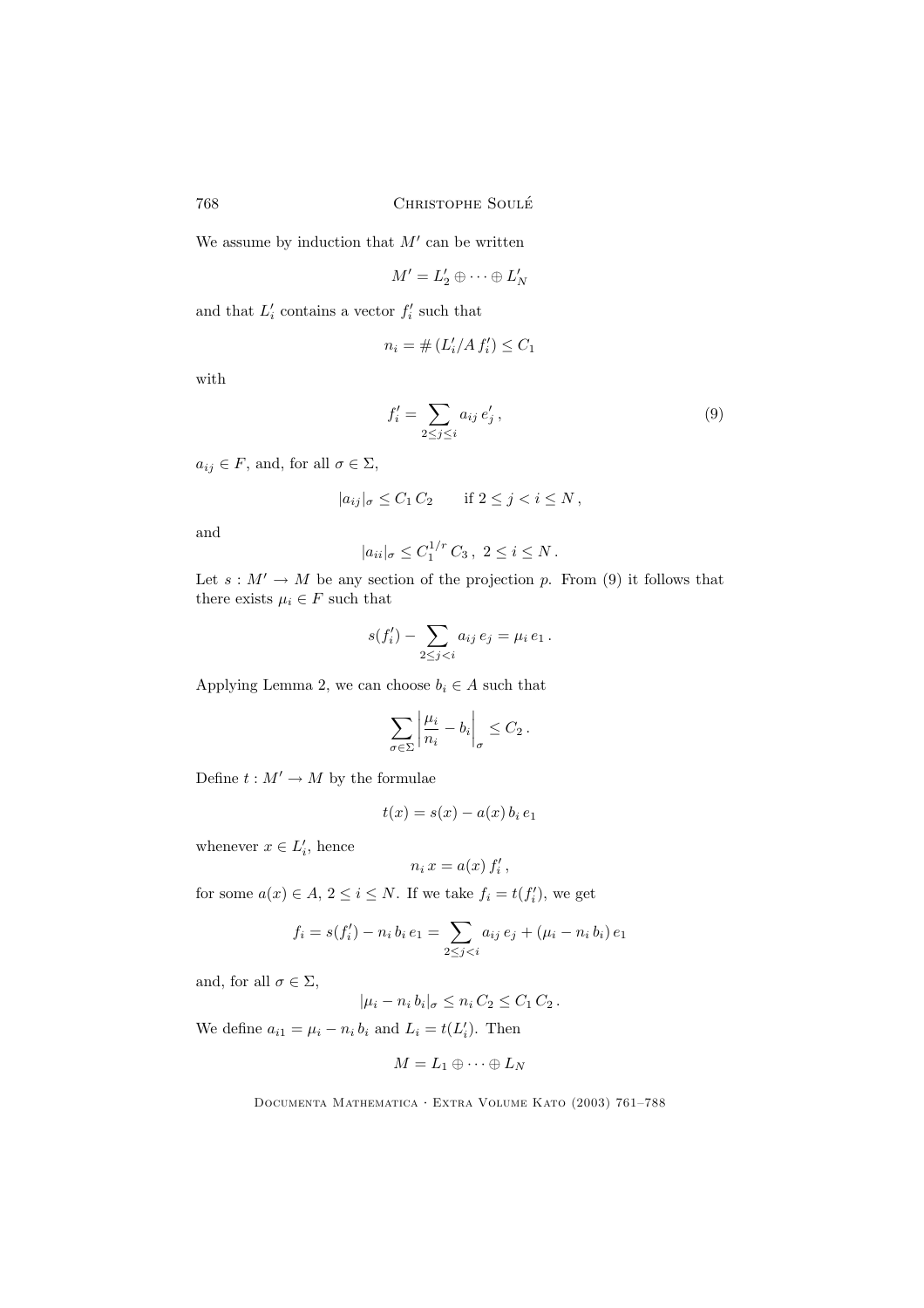We assume by induction that $M'$ can be written

$$M' = L'_2 \oplus \cdots \oplus L'_N$$

and that $L'_i$ contains a vector $f'_i$ such that

$$n_i = \# (L'_i / A\, f'_i) \leq C_1$$

with

$$f'_i = \sum_{2 \leq j \leq i} a_{ij}\, e'_j \,, \tag{9}$$

$a_{ij} \in F$, and, for all $\sigma \in \Sigma$,

$$|a_{ij}|_\sigma \leq C_1\, C_2 \qquad \text{if } 2 \leq j < i \leq N \,,$$

and

$$|a_{ii}|_\sigma \leq C_1^{1/r}\, C_3 \,,\ 2 \leq i \leq N \,.$$

Let $s : M' \to M$ be any section of the projection $p$. From (9) it follows that there exists $\mu_i \in F$ such that

$$s(f'_i) - \sum_{2 \leq j < i} a_{ij}\, e_j = \mu_i\, e_1 \,.$$

Applying Lemma 2, we can choose $b_i \in A$ such that

$$\sum_{\sigma \in \Sigma} \left| \frac{\mu_i}{n_i} - b_i \right|_\sigma \leq C_2 \,.$$

Define $t : M' \to M$ by the formulae

$$t(x) = s(x) - a(x)\, b_i\, e_1$$

whenever $x \in L'_i$, hence

$$n_i\, x = a(x)\, f'_i \,,$$

for some $a(x) \in A$, $2 \leq i \leq N$. If we take $f_i = t(f'_i)$, we get

$$f_i = s(f'_i) - n_i\, b_i\, e_1 = \sum_{2 \leq j < i} a_{ij}\, e_j + (\mu_i - n_i\, b_i)\, e_1$$

and, for all $\sigma \in \Sigma$,

$$|\mu_i - n_i\, b_i|_\sigma \leq n_i\, C_2 \leq C_1\, C_2 \,.$$

We define $a_{i1} = \mu_i - n_i\, b_i$ and $L_i = t(L'_i)$. Then

$$M = L_1 \oplus \cdots \oplus L_N$$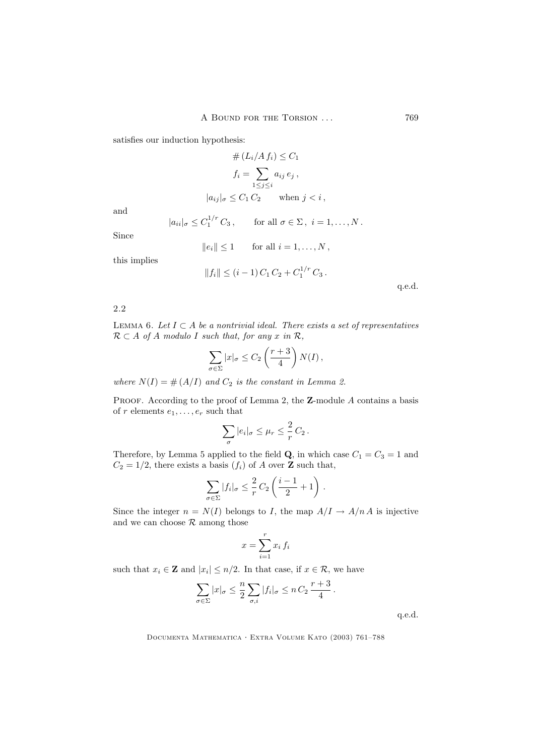satisfies our induction hypothesis:

$$\#\,(L_i/A\,f_i) \leq C_1$$

$$f_i = \sum_{1\leq j\leq i} a_{ij}\, e_j\,,$$

$$|a_{ij}|_\sigma \leq C_1\, C_2 \qquad \text{when } j < i\,,$$

and

$$|a_{ii}|_\sigma \leq C_1^{1/r}\, C_3\,, \qquad \text{for all } \sigma \in \Sigma\,,\ i = 1, \ldots, N\,.$$

Since

$$\|e_i\| \leq 1 \qquad \text{for all } i = 1, \ldots, N\,,$$

this implies

$$\|f_i\| \leq (i-1)\, C_1\, C_2 + C_1^{1/r}\, C_3\,.$$

q.e.d.

2.2

Lemma 6. *Let $I \subset A$ be a nontrivial ideal. There exists a set of representatives $\mathcal{R} \subset A$ of $A$ modulo $I$ such that, for any $x$ in $\mathcal{R}$,*

$$\sum_{\sigma\in\Sigma} |x|_\sigma \leq C_2 \left(\frac{r+3}{4}\right) N(I)\,,$$

*where $N(I) = \#\,(A/I)$ and $C_2$ is the constant in Lemma 2.*

Proof. According to the proof of Lemma 2, the $\mathbf{Z}$-module $A$ contains a basis of $r$ elements $e_1, \ldots, e_r$ such that

$$\sum_{\sigma} |e_i|_\sigma \leq \mu_r \leq \frac{2}{r}\, C_2\,.$$

Therefore, by Lemma 5 applied to the field $\mathbf{Q}$, in which case $C_1 = C_3 = 1$ and $C_2 = 1/2$, there exists a basis $(f_i)$ of $A$ over $\mathbf{Z}$ such that,

$$\sum_{\sigma\in\Sigma} |f_i|_\sigma \leq \frac{2}{r}\, C_2 \left(\frac{i-1}{2} + 1\right).$$

Since the integer $n = N(I)$ belongs to $I$, the map $A/I \to A/n\,A$ is injective and we can choose $\mathcal{R}$ among those

$$x = \sum_{i=1}^{r} x_i\, f_i$$

such that $x_i \in \mathbf{Z}$ and $|x_i| \leq n/2$. In that case, if $x \in \mathcal{R}$, we have

$$\sum_{\sigma\in\Sigma} |x|_\sigma \leq \frac{n}{2} \sum_{\sigma,i} |f_i|_\sigma \leq n\, C_2\, \frac{r+3}{4}\,.$$

q.e.d.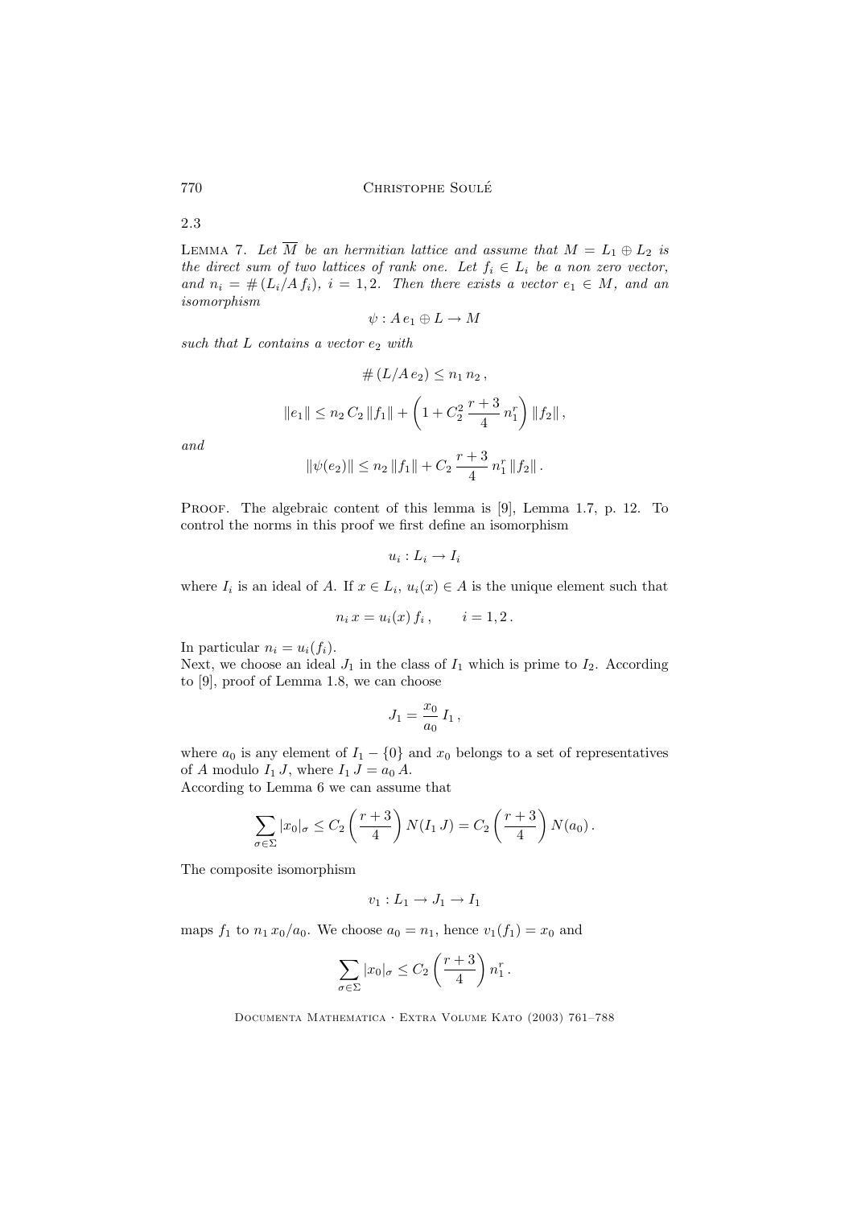2.3

Lemma 7. *Let $\overline{M}$ be an hermitian lattice and assume that $M = L_1 \oplus L_2$ is the direct sum of two lattices of rank one. Let $f_i \in L_i$ be a non zero vector, and $n_i = \#(L_i/A\, f_i)$, $i = 1, 2$. Then there exists a vector $e_1 \in M$, and an isomorphism*

$$\psi : A\, e_1 \oplus L \to M$$

*such that $L$ contains a vector $e_2$ with*

$$\#(L/A\, e_2) \leq n_1\, n_2\,,$$

$$\|e_1\| \leq n_2\, C_2\, \|f_1\| + \left(1 + C_2^2\, \frac{r+3}{4}\, n_1^r\right) \|f_2\|\,,$$

*and*

$$\|\psi(e_2)\| \leq n_2\, \|f_1\| + C_2\, \frac{r+3}{4}\, n_1^r\, \|f_2\|\,.$$

Proof. The algebraic content of this lemma is [9], Lemma 1.7, p. 12. To control the norms in this proof we first define an isomorphism

$$u_i : L_i \to I_i$$

where $I_i$ is an ideal of $A$. If $x \in L_i$, $u_i(x) \in A$ is the unique element such that

$$n_i\, x = u_i(x)\, f_i\,, \qquad i = 1, 2\,.$$

In particular $n_i = u_i(f_i)$.
Next, we choose an ideal $J_1$ in the class of $I_1$ which is prime to $I_2$. According to [9], proof of Lemma 1.8, we can choose

$$J_1 = \frac{x_0}{a_0}\, I_1\,,$$

where $a_0$ is any element of $I_1 - \{0\}$ and $x_0$ belongs to a set of representatives of $A$ modulo $I_1\, J$, where $I_1\, J = a_0\, A$.
According to Lemma 6 we can assume that

$$\sum_{\sigma \in \Sigma} |x_0|_\sigma \leq C_2 \left(\frac{r+3}{4}\right) N(I_1\, J) = C_2 \left(\frac{r+3}{4}\right) N(a_0)\,.$$

The composite isomorphism

$$v_1 : L_1 \to J_1 \to I_1$$

maps $f_1$ to $n_1\, x_0/a_0$. We choose $a_0 = n_1$, hence $v_1(f_1) = x_0$ and

$$\sum_{\sigma \in \Sigma} |x_0|_\sigma \leq C_2 \left(\frac{r+3}{4}\right) n_1^r\,.$$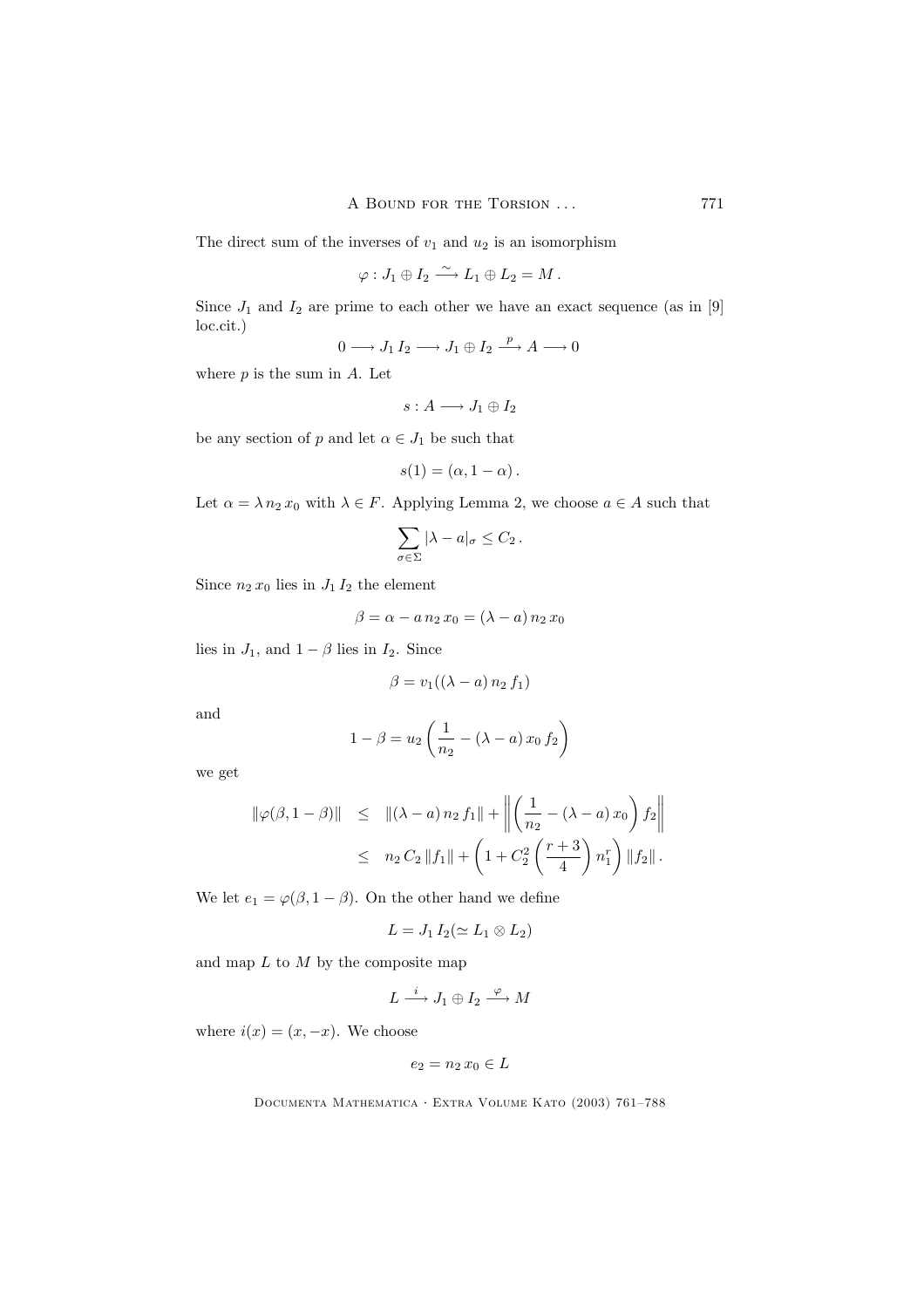The direct sum of the inverses of $v_1$ and $u_2$ is an isomorphism

$$\varphi : J_1 \oplus I_2 \xrightarrow{\sim} L_1 \oplus L_2 = M\,.$$

Since $J_1$ and $I_2$ are prime to each other we have an exact sequence (as in [9] loc.cit.)

$$0 \longrightarrow J_1\, I_2 \longrightarrow J_1 \oplus I_2 \xrightarrow{p} A \longrightarrow 0$$

where $p$ is the sum in $A$. Let

$$s : A \longrightarrow J_1 \oplus I_2$$

be any section of $p$ and let $\alpha \in J_1$ be such that

$$s(1) = (\alpha, 1-\alpha)\,.$$

Let $\alpha = \lambda\, n_2\, x_0$ with $\lambda \in F$. Applying Lemma 2, we choose $a \in A$ such that

$$\sum_{\sigma \in \Sigma} |\lambda - a|_\sigma \leq C_2\,.$$

Since $n_2\, x_0$ lies in $J_1\, I_2$ the element

$$\beta = \alpha - a\, n_2\, x_0 = (\lambda - a)\, n_2\, x_0$$

lies in $J_1$, and $1-\beta$ lies in $I_2$. Since

$$\beta = v_1((\lambda - a)\, n_2\, f_1)$$

and

$$1 - \beta = u_2\left(\frac{1}{n_2} - (\lambda - a)\, x_0\, f_2\right)$$

we get

$$\begin{aligned} \|\varphi(\beta, 1-\beta)\| &\leq \|(\lambda - a)\, n_2\, f_1\| + \left\|\left(\frac{1}{n_2} - (\lambda - a)\, x_0\right) f_2\right\| \\ &\leq n_2\, C_2\, \|f_1\| + \left(1 + C_2^2 \left(\frac{r+3}{4}\right) n_1^r\right) \|f_2\|\,. \end{aligned}$$

We let $e_1 = \varphi(\beta, 1-\beta)$. On the other hand we define

$$L = J_1\, I_2 (\simeq L_1 \otimes L_2)$$

and map $L$ to $M$ by the composite map

$$L \xrightarrow{i} J_1 \oplus I_2 \xrightarrow{\varphi} M$$

where $i(x) = (x, -x)$. We choose

$$e_2 = n_2\, x_0 \in L$$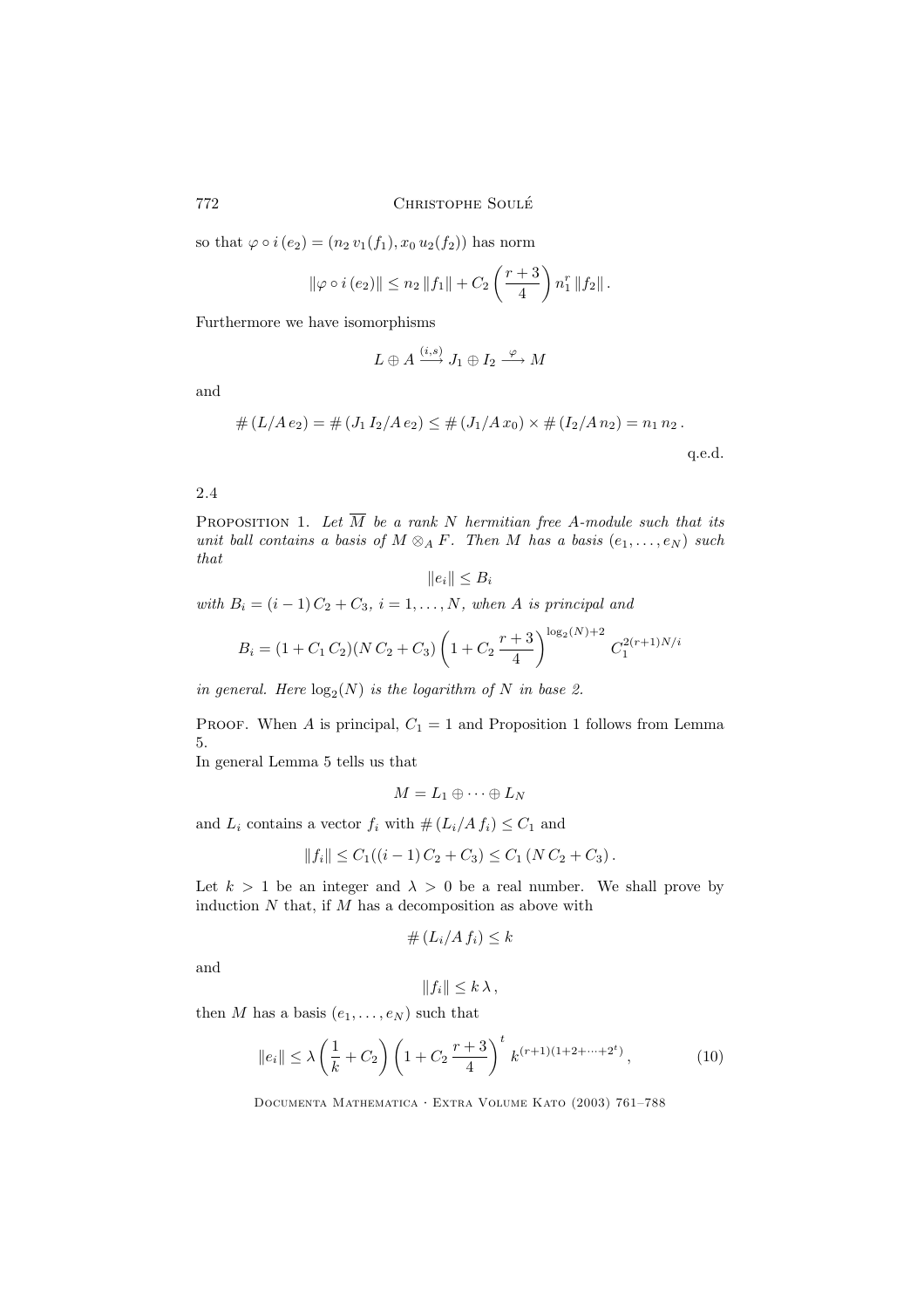so that $\varphi \circ i\,(e_2) = (n_2\, v_1(f_1), x_0\, u_2(f_2))$ has norm

$$\|\varphi \circ i\,(e_2)\| \leq n_2\, \|f_1\| + C_2 \left( \frac{r+3}{4} \right) n_1^r\, \|f_2\| \, .$$

Furthermore we have isomorphisms

$$L \oplus A \xrightarrow{(i,s)} J_1 \oplus I_2 \xrightarrow{\varphi} M$$

and

$$\#\,(L/A\,e_2) = \#\,(J_1\,I_2/A\,e_2) \leq \#\,(J_1/A\,x_0) \times \#\,(I_2/A\,n_2) = n_1\,n_2 \, .$$

q.e.d.

2.4

Proposition 1. *Let $\overline{M}$ be a rank $N$ hermitian free $A$-module such that its unit ball contains a basis of $M \otimes_A F$. Then $M$ has a basis $(e_1, \ldots, e_N)$ such that*

$$\|e_i\| \leq B_i$$

*with $B_i = (i-1)\,C_2 + C_3$, $i = 1, \ldots, N$, when $A$ is principal and*

$$B_i = (1 + C_1\,C_2)(N\,C_2 + C_3) \left(1 + C_2\,\frac{r+3}{4}\right)^{\log_2(N)+2} C_1^{2(r+1)N/i}$$

*in general. Here $\log_2(N)$ is the logarithm of $N$ in base 2.*

Proof. When $A$ is principal, $C_1 = 1$ and Proposition 1 follows from Lemma 5.
In general Lemma 5 tells us that

$$M = L_1 \oplus \cdots \oplus L_N$$

and $L_i$ contains a vector $f_i$ with $\#\,(L_i/A\,f_i) \leq C_1$ and

$$\|f_i\| \leq C_1((i-1)\,C_2 + C_3) \leq C_1\,(N\,C_2 + C_3) \, .$$

Let $k > 1$ be an integer and $\lambda > 0$ be a real number. We shall prove by induction $N$ that, if $M$ has a decomposition as above with

$$\#\,(L_i/A\,f_i) \leq k$$

and

$$\|f_i\| \leq k\,\lambda \, ,$$

then $M$ has a basis $(e_1, \ldots, e_N)$ such that

$$\|e_i\| \leq \lambda \left(\frac{1}{k} + C_2\right) \left(1 + C_2\,\frac{r+3}{4}\right)^t k^{(r+1)(1+2+\cdots+2^t)} \, , \tag{10}$$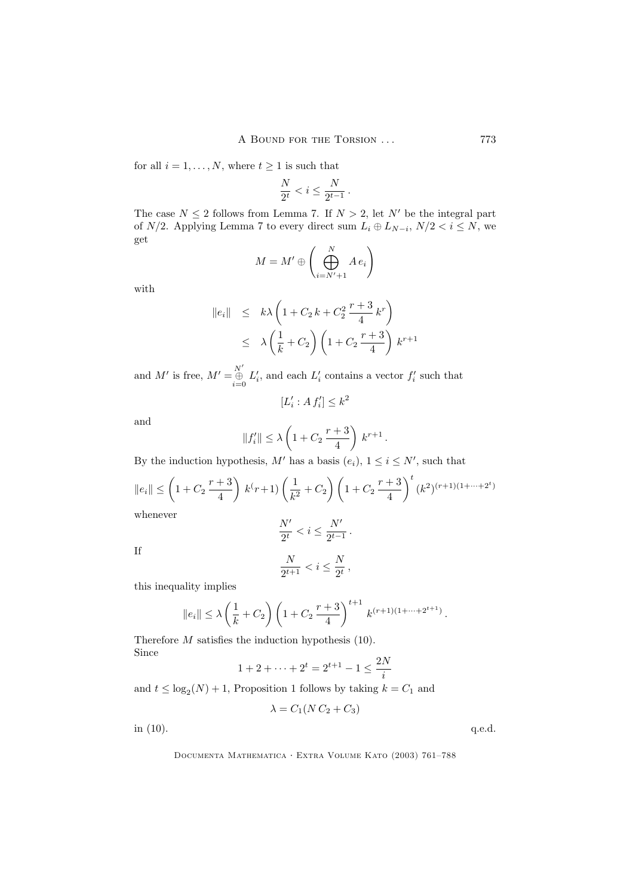for all $i = 1, \ldots, N$, where $t \geq 1$ is such that

$$\frac{N}{2^t} < i \leq \frac{N}{2^{t-1}} \, .$$

The case $N \leq 2$ follows from Lemma 7. If $N > 2$, let $N'$ be the integral part of $N/2$. Applying Lemma 7 to every direct sum $L_i \oplus L_{N-i}$, $N/2 < i \leq N$, we get

$$M = M' \oplus \left( \bigoplus_{i=N'+1}^{N} A \, e_i \right)$$

with

$$\begin{aligned} \|e_i\| &\leq k\lambda \left(1 + C_2 \, k + C_2^2 \, \frac{r+3}{4} \, k^r \right) \\ &\leq \lambda \left( \frac{1}{k} + C_2 \right) \left( 1 + C_2 \, \frac{r+3}{4} \right) \, k^{r+1} \end{aligned}$$

and $M'$ is free, $M' = \overset{N'}{\underset{i=0}{\oplus}} L'_i$, and each $L'_i$ contains a vector $f'_i$ such that

$$[L'_i : A \, f'_i] \leq k^2$$

and

$$\|f'_i\| \leq \lambda \left( 1 + C_2 \, \frac{r+3}{4} \right) \, k^{r+1} \, .$$

By the induction hypothesis, $M'$ has a basis $(e_i)$, $1 \leq i \leq N'$, such that

$$\|e_i\| \leq \left( 1 + C_2 \, \frac{r+3}{4} \right) \, k^(r+1) \left( \frac{1}{k^2} + C_2 \right) \left( 1 + C_2 \, \frac{r+3}{4} \right)^t (k^2)^{(r+1)(1+\cdots+2^t)}$$

whenever

$$\frac{N'}{2^t} < i \leq \frac{N'}{2^{t-1}} \, .$$

If

$$\frac{N}{2^{t+1}} < i \leq \frac{N}{2^t} \, ,$$

this inequality implies

$$\|e_i\| \leq \lambda \left( \frac{1}{k} + C_2 \right) \left( 1 + C_2 \, \frac{r+3}{4} \right)^{t+1} \, k^{(r+1)(1+\cdots+2^{t+1})} \, .$$

Therefore $M$ satisfies the induction hypothesis (10).
Since

$$1 + 2 + \cdots + 2^t = 2^{t+1} - 1 \leq \frac{2N}{i}$$

and $t \leq \log_2(N) + 1$, Proposition 1 follows by taking $k = C_1$ and

$$\lambda = C_1(N \, C_2 + C_3)$$

in (10). q.e.d.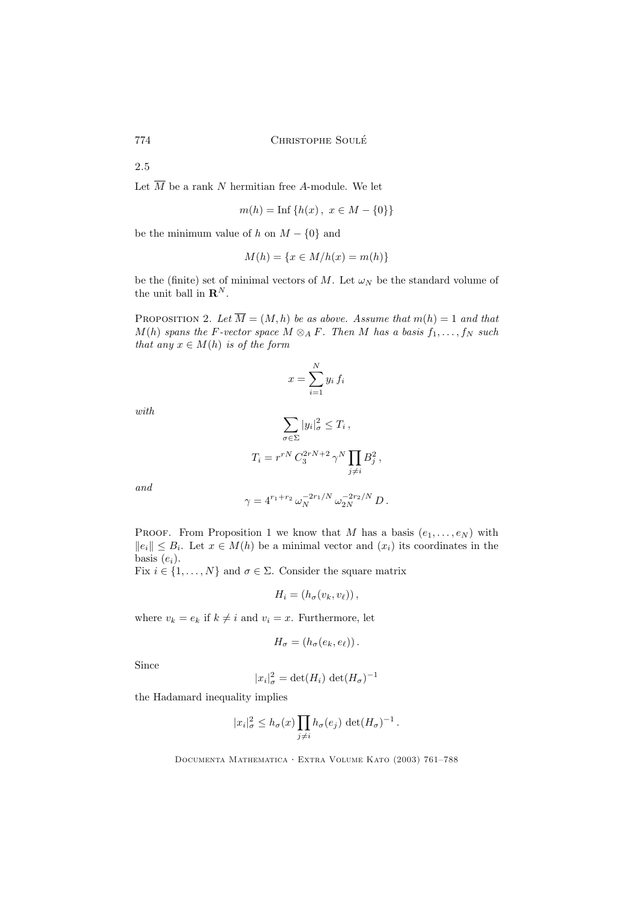2.5

Let $\overline{M}$ be a rank $N$ hermitian free $A$-module. We let

$$m(h) = \text{Inf}\,\{h(x)\,,\ x \in M - \{0\}\}$$

be the minimum value of $h$ on $M - \{0\}$ and

$$M(h) = \{x \in M / h(x) = m(h)\}$$

be the (finite) set of minimal vectors of $M$. Let $\omega_N$ be the standard volume of the unit ball in $\mathbf{R}^N$.

Proposition 2. *Let $\overline{M} = (M, h)$ be as above. Assume that $m(h) = 1$ and that $M(h)$ spans the $F$-vector space $M \otimes_A F$. Then $M$ has a basis $f_1, \ldots, f_N$ such that any $x \in M(h)$ is of the form*

$$x = \sum_{i=1}^{N} y_i \, f_i$$

*with*

$$\sum_{\sigma \in \Sigma} |y_i|_\sigma^2 \leq T_i\,,$$

$$T_i = r^{rN} \, C_3^{2rN+2} \, \gamma^N \prod_{j \neq i} B_j^2\,,$$

*and*

$$\gamma = 4^{r_1+r_2} \, \omega_N^{-2r_1/N} \, \omega_{2N}^{-2r_2/N} \, D\,.$$

Proof. From Proposition 1 we know that $M$ has a basis $(e_1, \ldots, e_N)$ with $\|e_i\| \leq B_i$. Let $x \in M(h)$ be a minimal vector and $(x_i)$ its coordinates in the basis $(e_i)$.

Fix $i \in \{1, \ldots, N\}$ and $\sigma \in \Sigma$. Consider the square matrix

$$H_i = (h_\sigma(v_k, v_\ell))\,,$$

where $v_k = e_k$ if $k \neq i$ and $v_i = x$. Furthermore, let

$$H_\sigma = (h_\sigma(e_k, e_\ell))\,.$$

Since

$$|x_i|_\sigma^2 = \det(H_i) \, \det(H_\sigma)^{-1}$$

the Hadamard inequality implies

$$|x_i|_\sigma^2 \leq h_\sigma(x) \prod_{j \neq i} h_\sigma(e_j) \, \det(H_\sigma)^{-1}\,.$$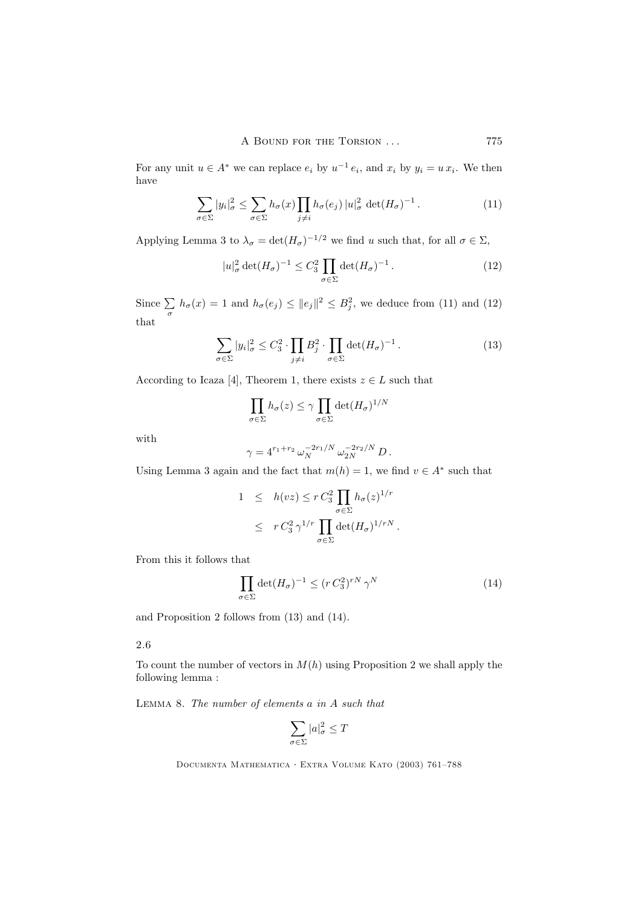For any unit $u \in A^*$ we can replace $e_i$ by $u^{-1} e_i$, and $x_i$ by $y_i = u\, x_i$. We then have

$$\sum_{\sigma \in \Sigma} |y_i|_\sigma^2 \leq \sum_{\sigma \in \Sigma} h_\sigma(x) \prod_{j \neq i} h_\sigma(e_j)\, |u|_\sigma^2 \, \det(H_\sigma)^{-1} . \tag{11}$$

Applying Lemma 3 to $\lambda_\sigma = \det(H_\sigma)^{-1/2}$ we find $u$ such that, for all $\sigma \in \Sigma$,

$$|u|_\sigma^2 \det(H_\sigma)^{-1} \leq C_3^2 \prod_{\sigma \in \Sigma} \det(H_\sigma)^{-1} . \tag{12}$$

Since $\sum\limits_{\sigma} h_\sigma(x) = 1$ and $h_\sigma(e_j) \leq \|e_j\|^2 \leq B_j^2$, we deduce from (11) and (12) that

$$\sum_{\sigma \in \Sigma} |y_i|_\sigma^2 \leq C_3^2 \cdot \prod_{j \neq i} B_j^2 \cdot \prod_{\sigma \in \Sigma} \det(H_\sigma)^{-1} . \tag{13}$$

According to Icaza [4], Theorem 1, there exists $z \in L$ such that

$$\prod_{\sigma \in \Sigma} h_\sigma(z) \leq \gamma \prod_{\sigma \in \Sigma} \det(H_\sigma)^{1/N}$$

with

$$\gamma = 4^{r_1 + r_2}\, \omega_N^{-2r_1/N}\, \omega_{2N}^{-2r_2/N}\, D .$$

Using Lemma 3 again and the fact that $m(h) = 1$, we find $v \in A^*$ such that

$$\begin{aligned} 1 \quad &\leq \quad h(vz) \leq r\, C_3^2 \prod_{\sigma \in \Sigma} h_\sigma(z)^{1/r} \\ &\leq \quad r\, C_3^2\, \gamma^{1/r} \prod_{\sigma \in \Sigma} \det(H_\sigma)^{1/rN} . \end{aligned}$$

From this it follows that

$$\prod_{\sigma \in \Sigma} \det(H_\sigma)^{-1} \leq (r\, C_3^2)^{rN}\, \gamma^N \tag{14}$$

and Proposition 2 follows from (13) and (14).

2.6

To count the number of vectors in $M(h)$ using Proposition 2 we shall apply the following lemma :

Lemma 8. *The number of elements $a$ in $A$ such that*

$$\sum_{\sigma \in \Sigma} |a|_\sigma^2 \leq T$$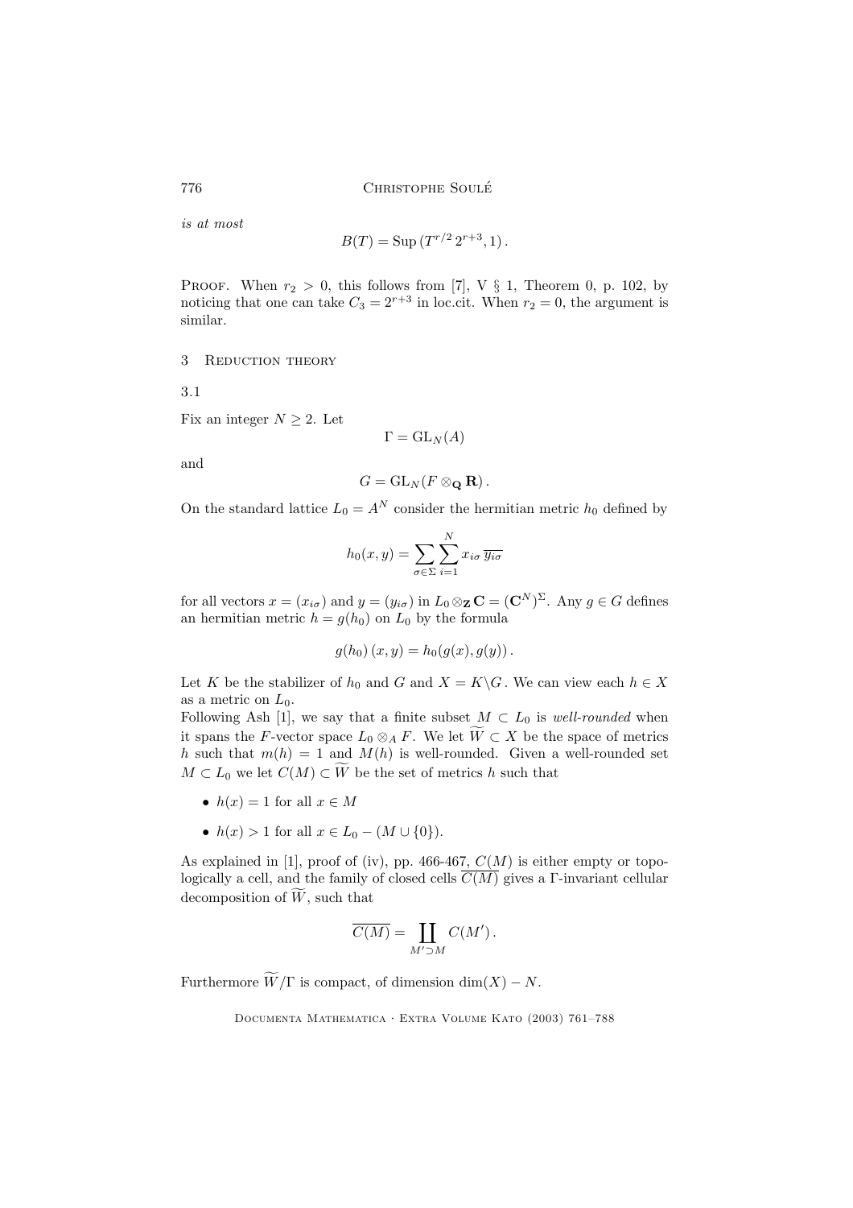*is at most*

$$B(T) = \mathrm{Sup}\,(T^{r/2}\, 2^{r+3}, 1)\,.$$

PROOF. When $r_2 > 0$, this follows from [7], V § 1, Theorem 0, p. 102, by noticing that one can take $C_3 = 2^{r+3}$ in loc.cit. When $r_2 = 0$, the argument is similar.

## 3 Reduction theory

### 3.1

Fix an integer $N \geq 2$. Let

$$\Gamma = \mathrm{GL}_N(A)$$

and

$$G = \mathrm{GL}_N(F \otimes_{\mathbf{Q}} \mathbf{R})\,.$$

On the standard lattice $L_0 = A^N$ consider the hermitian metric $h_0$ defined by

$$h_0(x,y) = \sum_{\sigma \in \Sigma} \sum_{i=1}^{N} x_{i\sigma}\, \overline{y_{i\sigma}}$$

for all vectors $x = (x_{i\sigma})$ and $y = (y_{i\sigma})$ in $L_0 \otimes_{\mathbf{Z}} \mathbf{C} = (\mathbf{C}^N)^{\Sigma}$. Any $g \in G$ defines an hermitian metric $h = g(h_0)$ on $L_0$ by the formula

$$g(h_0)\,(x,y) = h_0(g(x), g(y))\,.$$

Let $K$ be the stabilizer of $h_0$ and $G$ and $X = K \backslash G$. We can view each $h \in X$ as a metric on $L_0$.

Following Ash [1], we say that a finite subset $M \subset L_0$ is *well-rounded* when it spans the $F$-vector space $L_0 \otimes_A F$. We let $\widetilde{W} \subset X$ be the space of metrics $h$ such that $m(h) = 1$ and $M(h)$ is well-rounded. Given a well-rounded set $M \subset L_0$ we let $C(M) \subset \widetilde{W}$ be the set of metrics $h$ such that

- $h(x) = 1$ for all $x \in M$
- $h(x) > 1$ for all $x \in L_0 - (M \cup \{0\})$.

As explained in [1], proof of (iv), pp. 466-467, $C(M)$ is either empty or topologically a cell, and the family of closed cells $\overline{C(M)}$ gives a $\Gamma$-invariant cellular decomposition of $\widetilde{W}$, such that

$$\overline{C(M)} = \coprod_{M' \supset M} C(M')\,.$$

Furthermore $\widetilde{W}/\Gamma$ is compact, of dimension $\dim(X) - N$.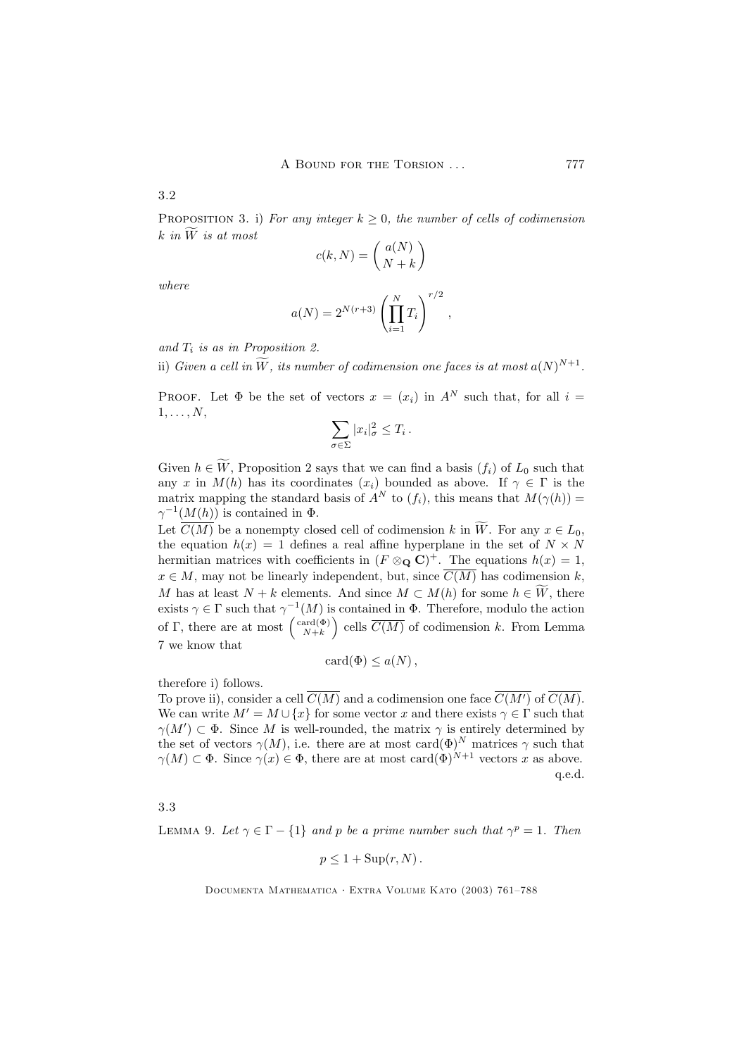3.2

Proposition 3. i) *For any integer $k \geq 0$, the number of cells of codimension $k$ in $\widetilde{W}$ is at most*

$$c(k,N) = \binom{a(N)}{N+k}$$

*where*

$$a(N) = 2^{N(r+3)} \left( \prod_{i=1}^{N} T_i \right)^{r/2},$$

*and $T_i$ is as in Proposition 2.*

ii) *Given a cell in $\widetilde{W}$, its number of codimension one faces is at most $a(N)^{N+1}$.*

Proof. Let $\Phi$ be the set of vectors $x = (x_i)$ in $A^N$ such that, for all $i = 1, \ldots, N$,

$$\sum_{\sigma \in \Sigma} |x_i|_\sigma^2 \leq T_i \, .$$

Given $h \in \widetilde{W}$, Proposition 2 says that we can find a basis $(f_i)$ of $L_0$ such that any $x$ in $M(h)$ has its coordinates $(x_i)$ bounded as above. If $\gamma \in \Gamma$ is the matrix mapping the standard basis of $A^N$ to $(f_i)$, this means that $M(\gamma(h)) = \gamma^{-1}(M(h))$ is contained in $\Phi$.

Let $\overline{C(M)}$ be a nonempty closed cell of codimension $k$ in $\widetilde{W}$. For any $x \in L_0$, the equation $h(x) = 1$ defines a real affine hyperplane in the set of $N \times N$ hermitian matrices with coefficients in $(F \otimes_{\mathbf{Q}} \mathbf{C})^+$. The equations $h(x) = 1$, $x \in M$, may not be linearly independent, but, since $\overline{C(M)}$ has codimension $k$, $M$ has at least $N + k$ elements. And since $M \subset M(h)$ for some $h \in \widetilde{W}$, there exists $\gamma \in \Gamma$ such that $\gamma^{-1}(M)$ is contained in $\Phi$. Therefore, modulo the action of $\Gamma$, there are at most $\binom{\mathrm{card}(\Phi)}{N+k}$ cells $\overline{C(M)}$ of codimension $k$. From Lemma 7 we know that

$$\mathrm{card}(\Phi) \leq a(N) \, ,$$

therefore i) follows.

To prove ii), consider a cell $\overline{C(M)}$ and a codimension one face $\overline{C(M')}$ of $\overline{C(M)}$. We can write $M' = M \cup \{x\}$ for some vector $x$ and there exists $\gamma \in \Gamma$ such that $\gamma(M') \subset \Phi$. Since $M$ is well-rounded, the matrix $\gamma$ is entirely determined by the set of vectors $\gamma(M)$, i.e. there are at most $\mathrm{card}(\Phi)^N$ matrices $\gamma$ such that $\gamma(M) \subset \Phi$. Since $\gamma(x) \in \Phi$, there are at most $\mathrm{card}(\Phi)^{N+1}$ vectors $x$ as above.

q.e.d.

3.3

Lemma 9. *Let $\gamma \in \Gamma - \{1\}$ and $p$ be a prime number such that $\gamma^p = 1$. Then*

$$p \leq 1 + \mathrm{Sup}(r, N) \, .$$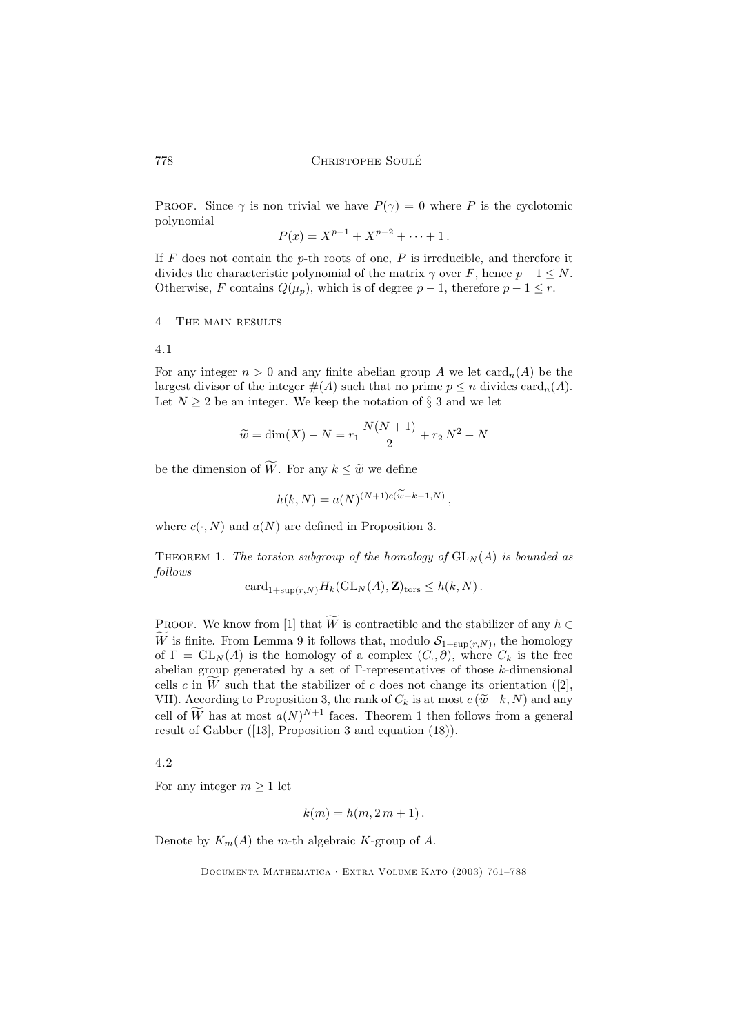PROOF. Since $\gamma$ is non trivial we have $P(\gamma) = 0$ where $P$ is the cyclotomic polynomial

$$P(x) = X^{p-1} + X^{p-2} + \cdots + 1\,.$$

If $F$ does not contain the $p$-th roots of one, $P$ is irreducible, and therefore it divides the characteristic polynomial of the matrix $\gamma$ over $F$, hence $p-1 \leq N$. Otherwise, $F$ contains $Q(\mu_p)$, which is of degree $p-1$, therefore $p-1 \leq r$.

## 4 The main results

### 4.1

For any integer $n > 0$ and any finite abelian group $A$ we let $\mathrm{card}_n(A)$ be the largest divisor of the integer $\#(A)$ such that no prime $p \leq n$ divides $\mathrm{card}_n(A)$. Let $N \geq 2$ be an integer. We keep the notation of § 3 and we let

$$\widetilde{w} = \dim(X) - N = r_1\,\frac{N(N+1)}{2} + r_2\,N^2 - N$$

be the dimension of $\widetilde{W}$. For any $k \leq \widetilde{w}$ we define

$$h(k,N) = a(N)^{(N+1)c(\widetilde{w}-k-1,N)}\,,$$

where $c(\cdot,N)$ and $a(N)$ are defined in Proposition 3.

THEOREM 1. *The torsion subgroup of the homology of* $\mathrm{GL}_N(A)$ *is bounded as follows*

$$\mathrm{card}_{1+\sup(r,N)} H_k(\mathrm{GL}_N(A),\mathbf{Z})_{\mathrm{tors}} \leq h(k,N)\,.$$

PROOF. We know from [1] that $\widetilde{W}$ is contractible and the stabilizer of any $h \in \widetilde{W}$ is finite. From Lemma 9 it follows that, modulo $\mathcal{S}_{1+\sup(r,N)}$, the homology of $\Gamma = \mathrm{GL}_N(A)$ is the homology of a complex $(C.,\partial)$, where $C_k$ is the free abelian group generated by a set of $\Gamma$-representatives of those $k$-dimensional cells $c$ in $\widetilde{W}$ such that the stabilizer of $c$ does not change its orientation ([2], VII). According to Proposition 3, the rank of $C_k$ is at most $c\,(\widetilde{w}-k,N)$ and any cell of $\widetilde{W}$ has at most $a(N)^{N+1}$ faces. Theorem 1 then follows from a general result of Gabber ([13], Proposition 3 and equation (18)).

### 4.2

For any integer $m \geq 1$ let

$$k(m) = h(m, 2\,m+1)\,.$$

Denote by $K_m(A)$ the $m$-th algebraic $K$-group of $A$.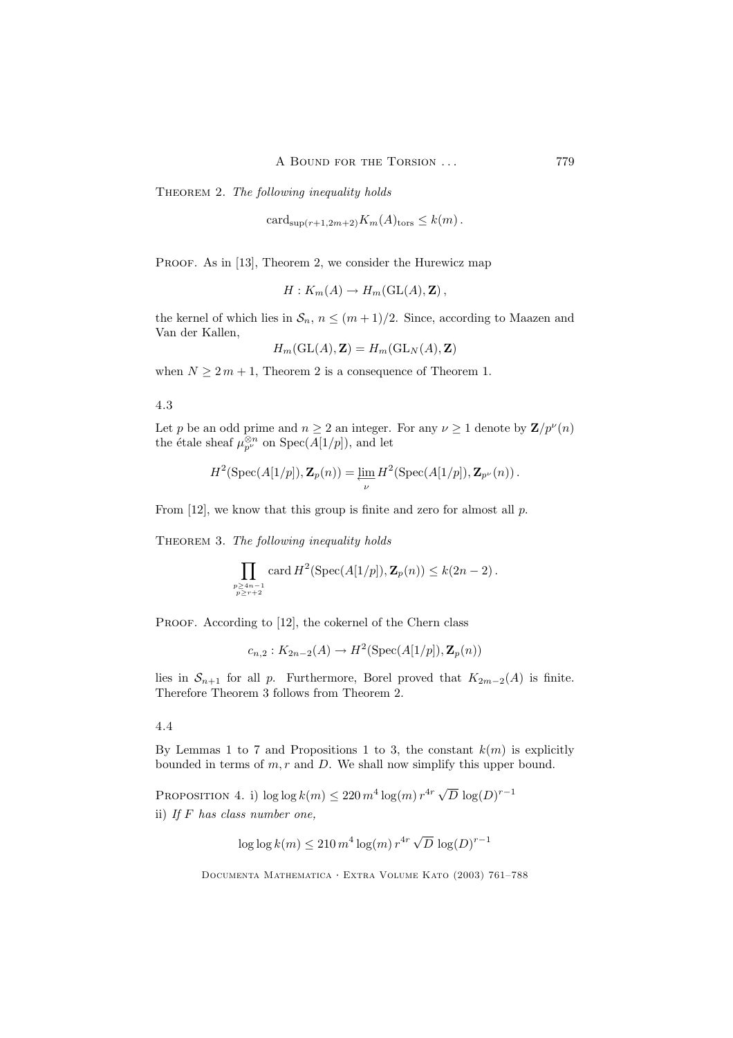Theorem 2. *The following inequality holds*

$$\mathrm{card}_{\sup(r+1,2m+2)} K_m(A)_{\mathrm{tors}} \leq k(m)\,.$$

Proof. As in [13], Theorem 2, we consider the Hurewicz map

$$H : K_m(A) \to H_m(\mathrm{GL}(A), \mathbf{Z})\,,$$

the kernel of which lies in $\mathcal{S}_n$, $n \leq (m+1)/2$. Since, according to Maazen and Van der Kallen,

$$H_m(\mathrm{GL}(A), \mathbf{Z}) = H_m(\mathrm{GL}_N(A), \mathbf{Z})$$

when $N \geq 2m+1$, Theorem 2 is a consequence of Theorem 1.

### 4.3

Let $p$ be an odd prime and $n \geq 2$ an integer. For any $\nu \geq 1$ denote by $\mathbf{Z}/p^\nu(n)$ the étale sheaf $\mu_{p^\nu}^{\otimes n}$ on $\mathrm{Spec}(A[1/p])$, and let

$$H^2(\mathrm{Spec}(A[1/p]), \mathbf{Z}_p(n)) = \varprojlim_{\nu} H^2(\mathrm{Spec}(A[1/p]), \mathbf{Z}_{p^\nu}(n))\,.$$

From [12], we know that this group is finite and zero for almost all $p$.

Theorem 3. *The following inequality holds*

$$\prod_{\substack{p \geq 4n-1 \\ p \geq r+2}} \mathrm{card}\, H^2(\mathrm{Spec}(A[1/p]), \mathbf{Z}_p(n)) \leq k(2n-2)\,.$$

Proof. According to [12], the cokernel of the Chern class

$$c_{n,2} : K_{2n-2}(A) \to H^2(\mathrm{Spec}(A[1/p]), \mathbf{Z}_p(n))$$

lies in $\mathcal{S}_{n+1}$ for all $p$. Furthermore, Borel proved that $K_{2m-2}(A)$ is finite. Therefore Theorem 3 follows from Theorem 2.

### 4.4

By Lemmas 1 to 7 and Propositions 1 to 3, the constant $k(m)$ is explicitly bounded in terms of $m, r$ and $D$. We shall now simplify this upper bound.

Proposition 4. i) $\log\log k(m) \leq 220\, m^4 \log(m)\, r^{4r} \sqrt{D}\, \log(D)^{r-1}$

ii) *If $F$ has class number one,*

$$\log\log k(m) \leq 210\, m^4 \log(m)\, r^{4r} \sqrt{D}\, \log(D)^{r-1}$$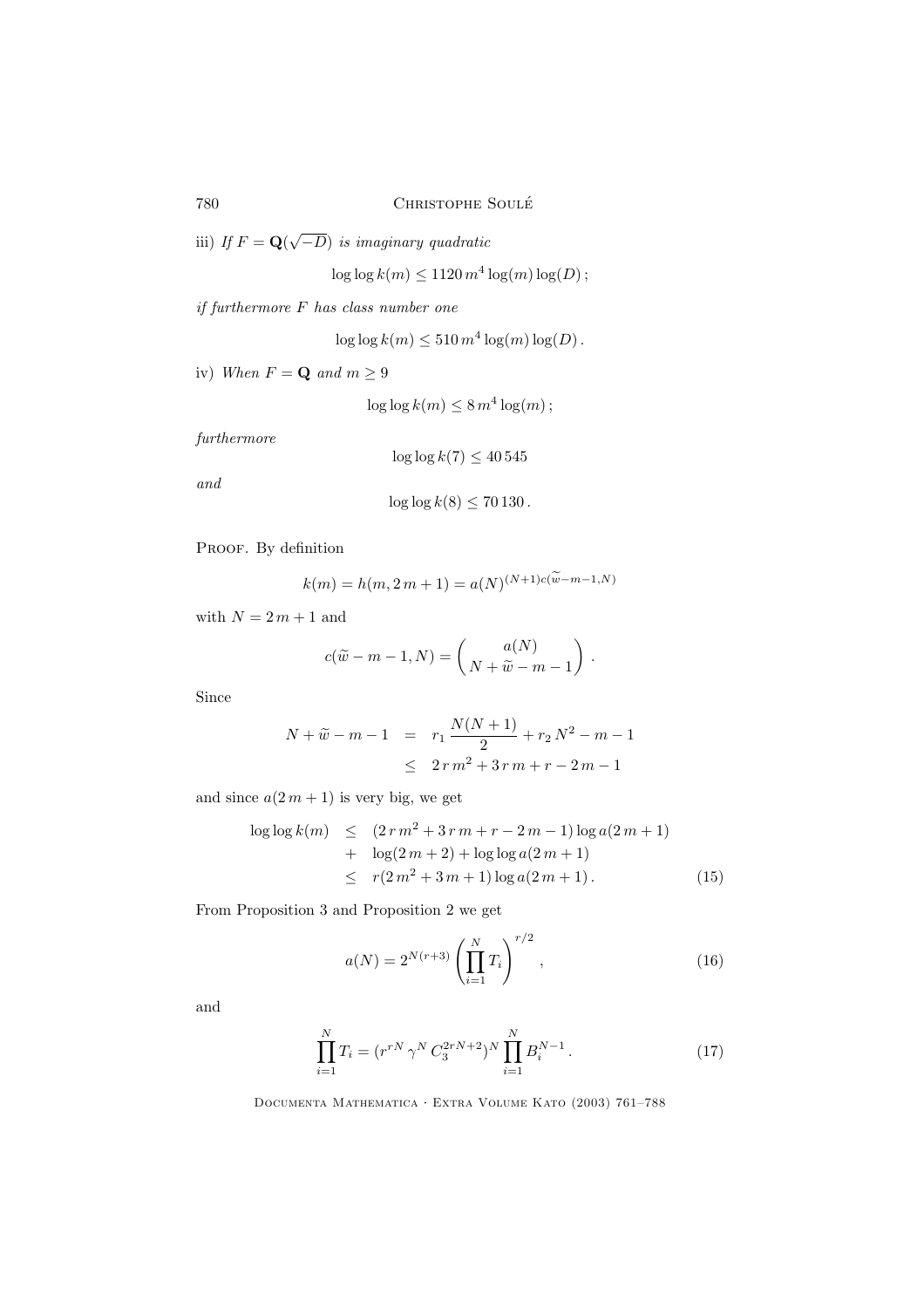iii) *If $F = \mathbf{Q}(\sqrt{-D})$ is imaginary quadratic*

$$\log\log k(m) \leq 1120\, m^4 \log(m) \log(D)\,;$$

*if furthermore $F$ has class number one*

$$\log\log k(m) \leq 510\, m^4 \log(m) \log(D)\,.$$

iv) *When $F = \mathbf{Q}$ and $m \geq 9$*

$$\log\log k(m) \leq 8\, m^4 \log(m)\,;$$

*furthermore*

$$\log\log k(7) \leq 40\,545$$

*and*

$$\log\log k(8) \leq 70\,130\,.$$

Proof. By definition

$$k(m) = h(m, 2\,m+1) = a(N)^{(N+1)c(\widetilde{w}-m-1,N)}$$

with $N = 2\,m+1$ and

$$c(\widetilde{w} - m - 1, N) = \binom{a(N)}{N + \widetilde{w} - m - 1}\,.$$

Since

$$\begin{aligned} N + \widetilde{w} - m - 1 &= r_1 \frac{N(N+1)}{2} + r_2\, N^2 - m - 1 \\ &\leq 2\, r\, m^2 + 3\, r\, m + r - 2\, m - 1 \end{aligned}$$

and since $a(2\,m+1)$ is very big, we get

$$\begin{aligned} \log\log k(m) &\leq (2\, r\, m^2 + 3\, r\, m + r - 2\, m - 1) \log a(2\, m + 1) \\ &+ \log(2\, m + 2) + \log\log a(2\, m + 1) \\ &\leq r(2\, m^2 + 3\, m + 1) \log a(2\, m + 1)\,. \end{aligned} \tag{15}$$

From Proposition 3 and Proposition 2 we get

$$a(N) = 2^{N(r+3)} \left( \prod_{i=1}^{N} T_i \right)^{r/2}, \tag{16}$$

and

$$\prod_{i=1}^{N} T_i = (r^{rN}\, \gamma^N\, C_3^{2rN+2})^N \prod_{i=1}^{N} B_i^{N-1}\,. \tag{17}$$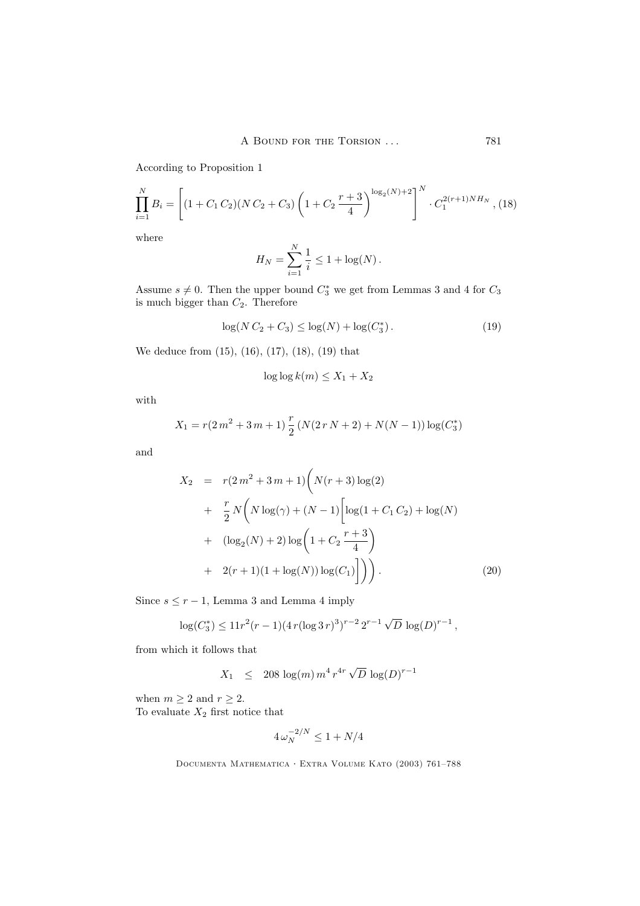According to Proposition 1

$$\prod_{i=1}^{N} B_i = \left[ (1 + C_1\, C_2)(N\, C_2 + C_3) \left( 1 + C_2\, \frac{r+3}{4} \right)^{\log_2(N)+2} \right]^N \cdot C_1^{2(r+1)NH_N}\,, \tag{18}$$

where

$$H_N = \sum_{i=1}^{N} \frac{1}{i} \leq 1 + \log(N)\,.$$

Assume $s \neq 0$. Then the upper bound $C_3^*$ we get from Lemmas 3 and 4 for $C_3$ is much bigger than $C_2$. Therefore

$$\log(N\, C_2 + C_3) \leq \log(N) + \log(C_3^*)\,. \tag{19}$$

We deduce from (15), (16), (17), (18), (19) that

$$\log \log k(m) \leq X_1 + X_2$$

with

$$X_1 = r(2\, m^2 + 3\, m + 1)\, \frac{r}{2}\, (N(2\, r\, N + 2) + N(N-1)) \log(C_3^*)$$

and

$$\begin{aligned} X_2 \;&=\; r(2\, m^2 + 3\, m + 1)\Bigg( N(r+3)\log(2) \\ &+\; \frac{r}{2}\, N \Bigg( N \log(\gamma) + (N-1)\Bigg[ \log(1 + C_1\, C_2) + \log(N) \\ &+\; (\log_2(N) + 2) \log\Bigg( 1 + C_2\, \frac{r+3}{4} \Bigg) \\ &+\; 2(r+1)(1 + \log(N)) \log(C_1) \Bigg] \Bigg) \Bigg)\,. \end{aligned} \tag{20}$$

Since $s \leq r-1$, Lemma 3 and Lemma 4 imply

$$\log(C_3^*) \leq 11 r^2 (r-1)(4\, r (\log 3\, r)^3)^{r-2}\, 2^{r-1} \sqrt{D}\, \log(D)^{r-1}\,,$$

from which it follows that

$$X_1 \;\;\leq\;\; 208\, \log(m)\, m^4\, r^{4r} \sqrt{D}\, \log(D)^{r-1}$$

when $m \geq 2$ and $r \geq 2$.

To evaluate $X_2$ first notice that

$$4\, \omega_N^{-2/N} \leq 1 + N/4$$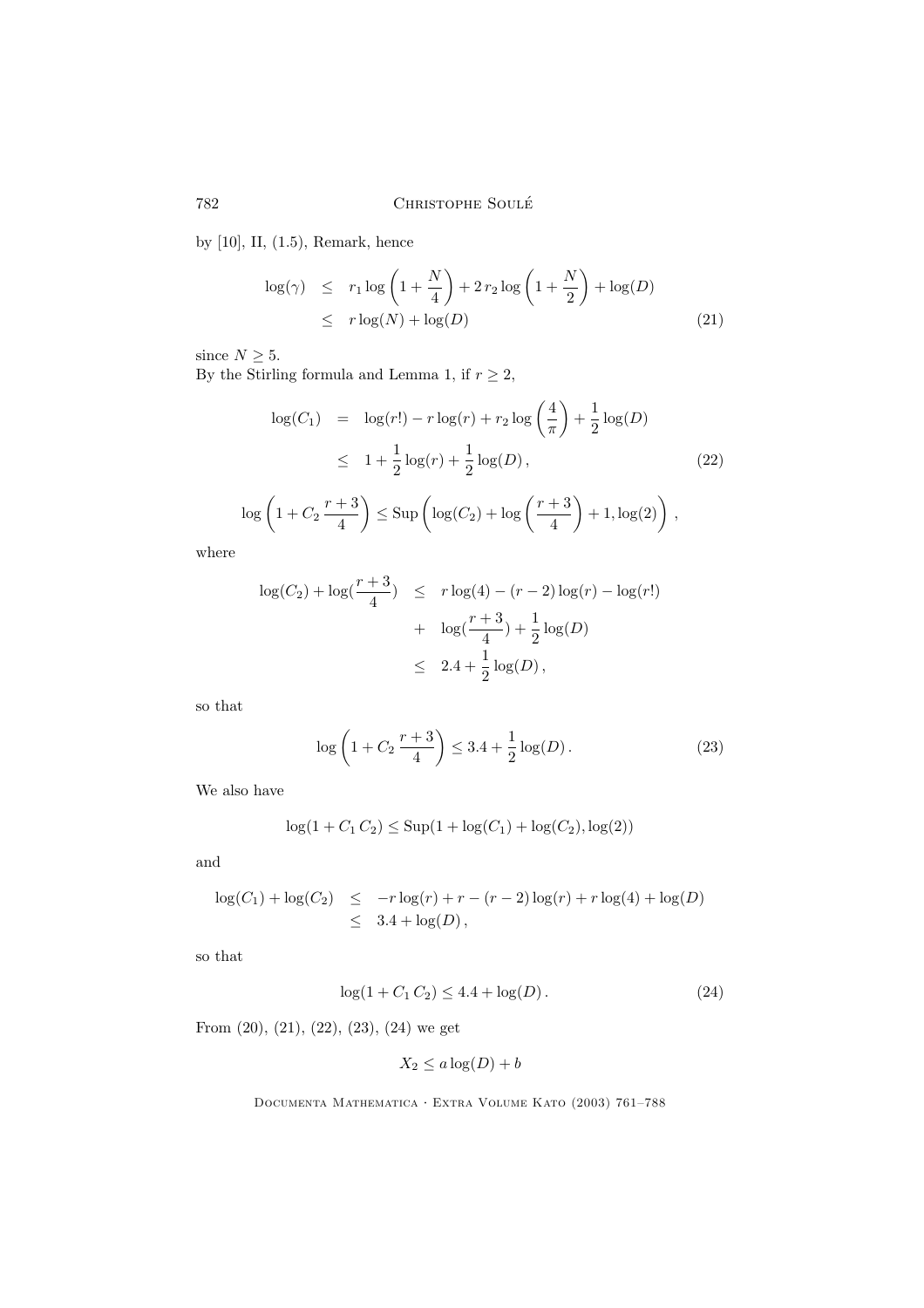by [10], II, (1.5), Remark, hence

$$
\begin{aligned}
\log(\gamma) &\leq r_1 \log\left(1+\frac{N}{4}\right) + 2\, r_2 \log\left(1+\frac{N}{2}\right) + \log(D) \\
&\leq r \log(N) + \log(D) 
\end{aligned}
\tag{21}
$$

since $N \geq 5$.

By the Stirling formula and Lemma 1, if $r \geq 2$,

$$
\begin{aligned}
\log(C_1) &= \log(r!) - r\log(r) + r_2 \log\left(\frac{4}{\pi}\right) + \frac{1}{2}\log(D) \\
&\leq 1 + \frac{1}{2}\log(r) + \frac{1}{2}\log(D)\,,
\end{aligned}
\tag{22}
$$

$$
\log\left(1 + C_2\,\frac{r+3}{4}\right) \leq \operatorname{Sup}\left(\log(C_2) + \log\left(\frac{r+3}{4}\right) + 1, \log(2)\right)\,,
$$

where

$$
\begin{aligned}
\log(C_2) + \log(\frac{r+3}{4}) &\leq r\log(4) - (r-2)\log(r) - \log(r!) \\
&+ \log(\frac{r+3}{4}) + \frac{1}{2}\log(D) \\
&\leq 2.4 + \frac{1}{2}\log(D)\,,
\end{aligned}
$$

so that

$$
\log\left(1 + C_2\,\frac{r+3}{4}\right) \leq 3.4 + \frac{1}{2}\log(D)\,. \tag{23}
$$

We also have

$$
\log(1 + C_1\,C_2) \leq \operatorname{Sup}(1 + \log(C_1) + \log(C_2), \log(2))
$$

and

$$
\begin{aligned}
\log(C_1) + \log(C_2) &\leq -r\log(r) + r - (r-2)\log(r) + r\log(4) + \log(D) \\
&\leq 3.4 + \log(D)\,,
\end{aligned}
$$

so that

$$
\log(1 + C_1\,C_2) \leq 4.4 + \log(D)\,. \tag{24}
$$

From (20), (21), (22), (23), (24) we get

$$
X_2 \leq a\log(D) + b
$$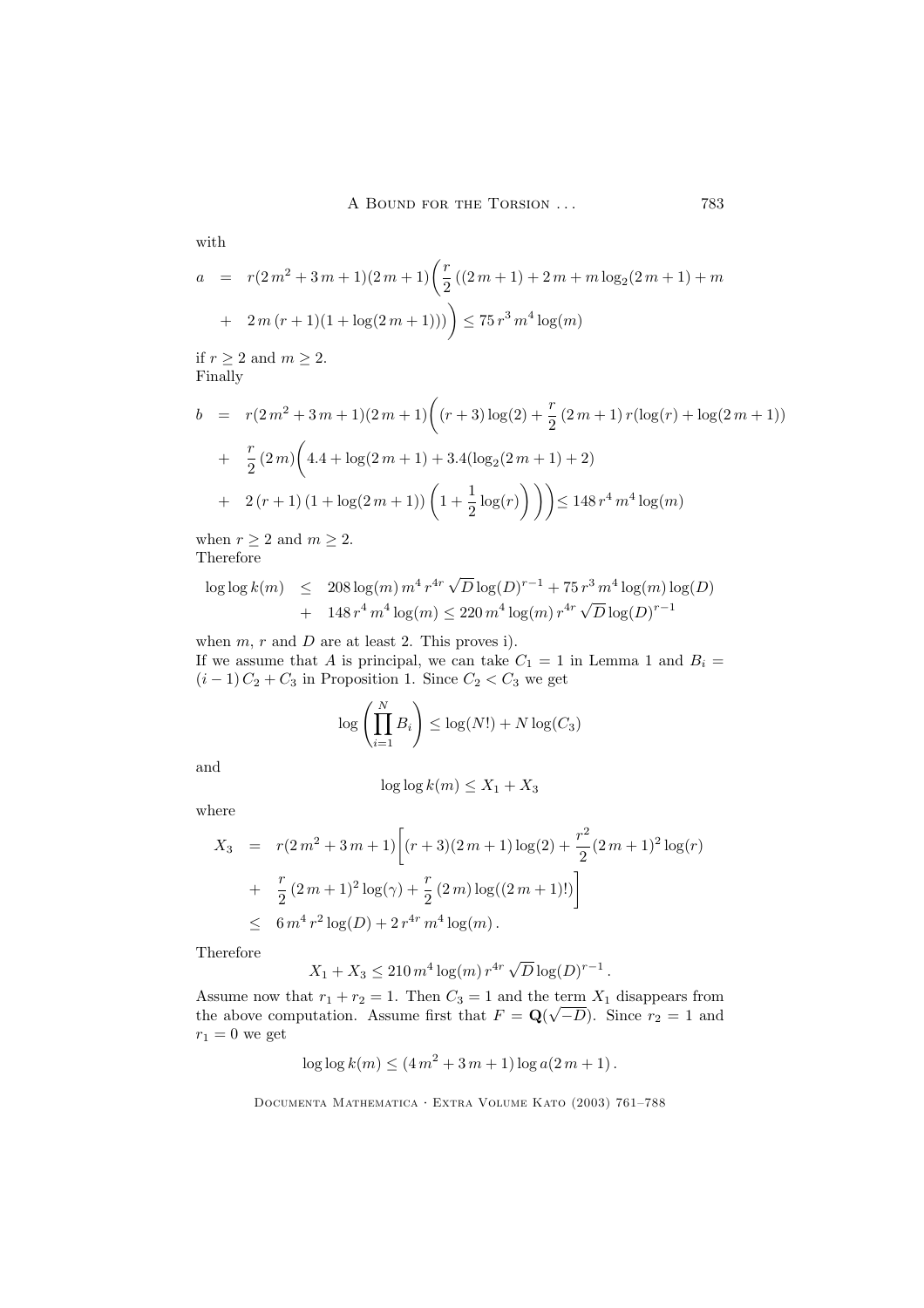with

$$
\begin{aligned}
a &= r(2\,m^2+3\,m+1)(2\,m+1)\bigg(\frac{r}{2}\,((2\,m+1)+2\,m+m\log_2(2\,m+1)+m \\
&+ \; 2\,m\,(r+1)(1+\log(2\,m+1)))\bigg) \leq 75\,r^3\,m^4\log(m)
\end{aligned}
$$

if $r \geq 2$ and $m \geq 2$.
Finally

$$
\begin{aligned}
b &= r(2\,m^2+3\,m+1)(2\,m+1)\bigg((r+3)\log(2)+\frac{r}{2}\,(2\,m+1)\,r(\log(r)+\log(2\,m+1)) \\
&+ \; \frac{r}{2}\,(2\,m)\bigg(4.4+\log(2\,m+1)+3.4(\log_2(2\,m+1)+2) \\
&+ \; 2\,(r+1)\,(1+\log(2\,m+1))\left(1+\frac{1}{2}\log(r)\right)\bigg)\bigg) \leq 148\,r^4\,m^4\log(m)
\end{aligned}
$$

when $r \geq 2$ and $m \geq 2$.
Therefore

$$
\begin{aligned}
\log\log k(m) &\leq 208\log(m)\,m^4\,r^{4r}\sqrt{D}\log(D)^{r-1}+75\,r^3\,m^4\log(m)\log(D) \\
&+ \; 148\,r^4\,m^4\log(m) \leq 220\,m^4\log(m)\,r^{4r}\sqrt{D}\log(D)^{r-1}
\end{aligned}
$$

when $m$, $r$ and $D$ are at least 2. This proves i).
If we assume that $A$ is principal, we can take $C_1 = 1$ in Lemma 1 and $B_i = (i-1)\,C_2 + C_3$ in Proposition 1. Since $C_2 < C_3$ we get

$$
\log\left(\prod_{i=1}^{N} B_i\right) \leq \log(N!) + N\log(C_3)
$$

and

$$
\log\log k(m) \leq X_1 + X_3
$$

where

$$
\begin{aligned}
X_3 &= r(2\,m^2+3\,m+1)\bigg[(r+3)(2\,m+1)\log(2)+\frac{r^2}{2}(2\,m+1)^2\log(r) \\
&+ \; \frac{r}{2}\,(2\,m+1)^2\log(\gamma)+\frac{r}{2}\,(2\,m)\log((2\,m+1)!)\bigg] \\
&\leq 6\,m^4\,r^2\log(D)+2\,r^{4r}\,m^4\log(m)\,.
\end{aligned}
$$

Therefore

$$
X_1 + X_3 \leq 210\,m^4\log(m)\,r^{4r}\sqrt{D}\log(D)^{r-1}\,.
$$

Assume now that $r_1 + r_2 = 1$. Then $C_3 = 1$ and the term $X_1$ disappears from the above computation. Assume first that $F = \mathbf{Q}(\sqrt{-D})$. Since $r_2 = 1$ and $r_1 = 0$ we get

$$
\log\log k(m) \leq (4\,m^2+3\,m+1)\log a(2\,m+1)\,.
$$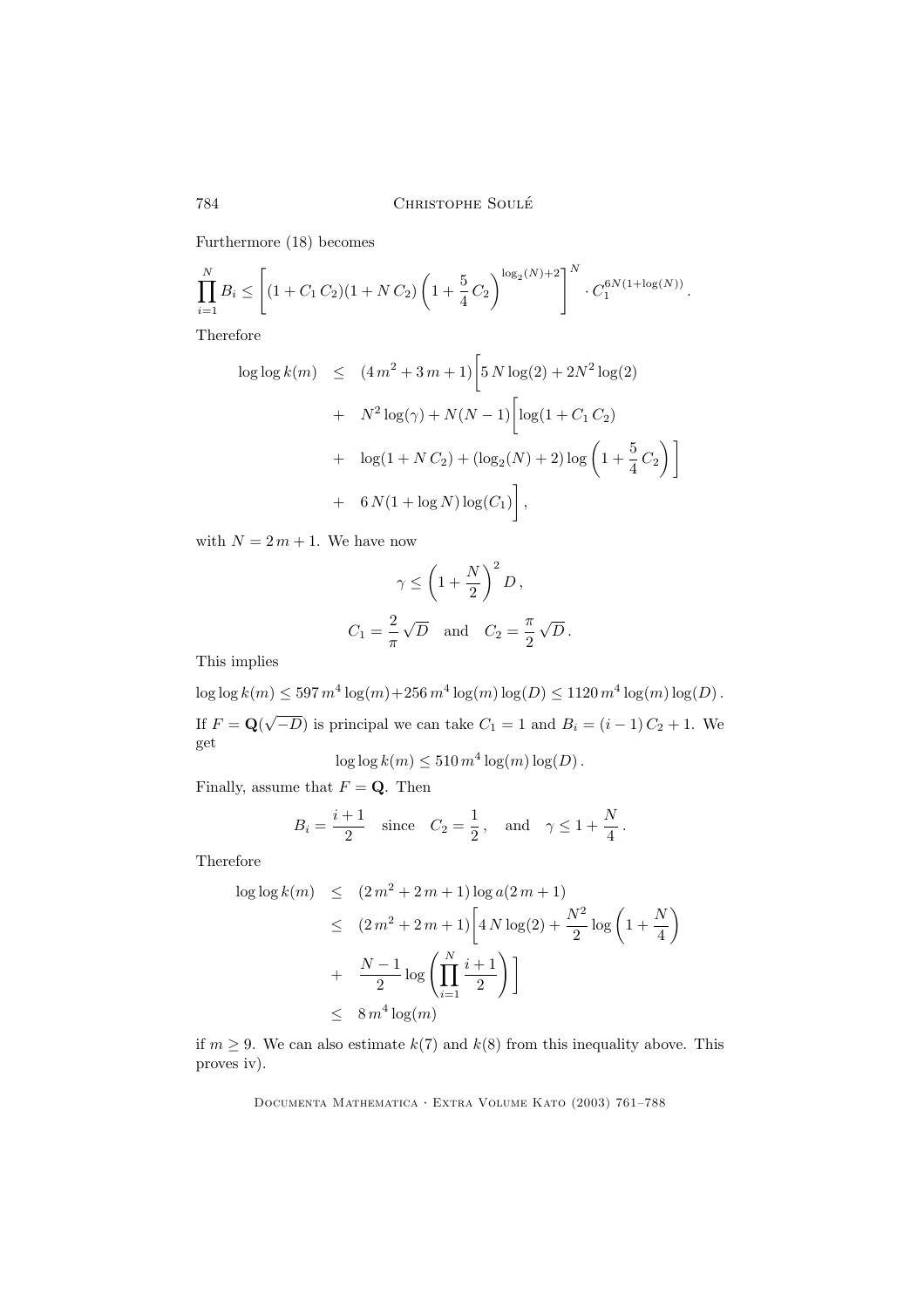Furthermore (18) becomes

$$\prod_{i=1}^{N} B_i \leq \left[ (1 + C_1\, C_2)(1 + N\, C_2) \left(1 + \frac{5}{4}\, C_2\right)^{\log_2(N)+2} \right]^N \cdot C_1^{6N(1+\log(N))} .$$

Therefore

$$\begin{aligned}
\log\log k(m) \quad &\leq \quad (4\, m^2 + 3\, m + 1) \bigg[ 5\, N \log(2) + 2N^2 \log(2) \\
&+ \quad N^2 \log(\gamma) + N(N-1) \bigg[ \log(1 + C_1\, C_2) \\
&+ \quad \log(1 + N\, C_2) + (\log_2(N) + 2) \log\left(1 + \frac{5}{4}\, C_2\right) \bigg] \\
&+ \quad 6\, N(1 + \log N) \log(C_1) \bigg] ,
\end{aligned}$$

with $N = 2\, m + 1$. We have now

$$\gamma \leq \left(1 + \frac{N}{2}\right)^2 D ,$$

$$C_1 = \frac{2}{\pi}\, \sqrt{D} \quad \text{and} \quad C_2 = \frac{\pi}{2}\, \sqrt{D} .$$

This implies

$$\log\log k(m) \leq 597\, m^4 \log(m) + 256\, m^4 \log(m) \log(D) \leq 1120\, m^4 \log(m) \log(D) .$$

If $F = \mathbf{Q}(\sqrt{-D})$ is principal we can take $C_1 = 1$ and $B_i = (i-1)\, C_2 + 1$. We get

$$\log\log k(m) \leq 510\, m^4 \log(m) \log(D) .$$

Finally, assume that $F = \mathbf{Q}$. Then

$$B_i = \frac{i+1}{2} \quad \text{since} \quad C_2 = \frac{1}{2} , \quad \text{and} \quad \gamma \leq 1 + \frac{N}{4} .$$

Therefore

$$\begin{aligned}
\log\log k(m) \quad &\leq \quad (2\, m^2 + 2\, m + 1) \log a(2\, m + 1) \\
&\leq \quad (2\, m^2 + 2\, m + 1) \bigg[ 4\, N \log(2) + \frac{N^2}{2} \log\left(1 + \frac{N}{4}\right) \\
&+ \quad \frac{N-1}{2} \log\left( \prod_{i=1}^{N} \frac{i+1}{2} \right) \bigg] \\
&\leq \quad 8\, m^4 \log(m)
\end{aligned}$$

if $m \geq 9$. We can also estimate $k(7)$ and $k(8)$ from this inequality above. This proves iv).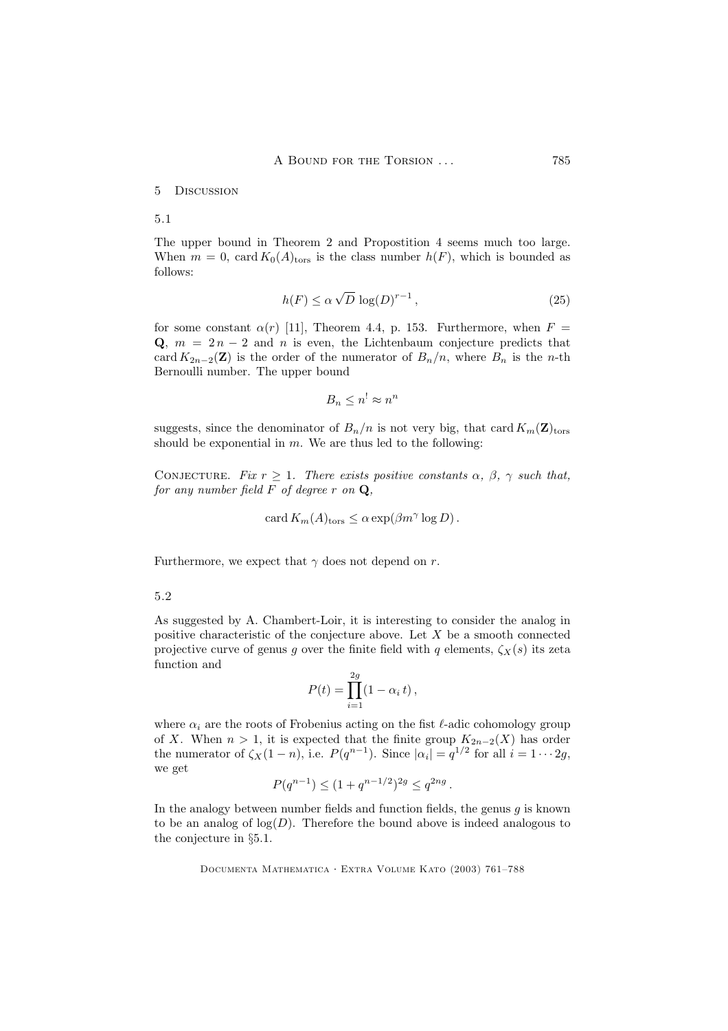## 5 Discussion

### 5.1

The upper bound in Theorem 2 and Propostition 4 seems much too large. When $m = 0$, $\operatorname{card} K_0(A)_{\rm tors}$ is the class number $h(F)$, which is bounded as follows:

$$h(F) \leq \alpha \sqrt{D} \, \log(D)^{r-1} \,, \tag{25}$$

for some constant $\alpha(r)$ [11], Theorem 4.4, p. 153. Furthermore, when $F = \mathbf{Q}$, $m = 2n - 2$ and $n$ is even, the Lichtenbaum conjecture predicts that $\operatorname{card} K_{2n-2}(\mathbf{Z})$ is the order of the numerator of $B_n/n$, where $B_n$ is the $n$-th Bernoulli number. The upper bound

$$B_n \leq n! \approx n^n$$

suggests, since the denominator of $B_n/n$ is not very big, that $\operatorname{card} K_m(\mathbf{Z})_{\rm tors}$ should be exponential in $m$. We are thus led to the following:

Conjecture. *Fix $r \geq 1$. There exists positive constants $\alpha$, $\beta$, $\gamma$ such that, for any number field $F$ of degree $r$ on $\mathbf{Q}$,*

$$\operatorname{card} K_m(A)_{\rm tors} \leq \alpha \exp(\beta m^\gamma \log D) \,.$$

Furthermore, we expect that $\gamma$ does not depend on $r$.

### 5.2

As suggested by A. Chambert-Loir, it is interesting to consider the analog in positive characteristic of the conjecture above. Let $X$ be a smooth connected projective curve of genus $g$ over the finite field with $q$ elements, $\zeta_X(s)$ its zeta function and

$$P(t) = \prod_{i=1}^{2g} (1 - \alpha_i \, t) \,,$$

where $\alpha_i$ are the roots of Frobenius acting on the fist $\ell$-adic cohomology group of $X$. When $n > 1$, it is expected that the finite group $K_{2n-2}(X)$ has order the numerator of $\zeta_X(1-n)$, i.e. $P(q^{n-1})$. Since $|\alpha_i| = q^{1/2}$ for all $i = 1 \cdots 2g$, we get

$$P(q^{n-1}) \leq (1 + q^{n-1/2})^{2g} \leq q^{2ng} \,.$$

In the analogy between number fields and function fields, the genus $g$ is known to be an analog of $\log(D)$. Therefore the bound above is indeed analogous to the conjecture in §5.1.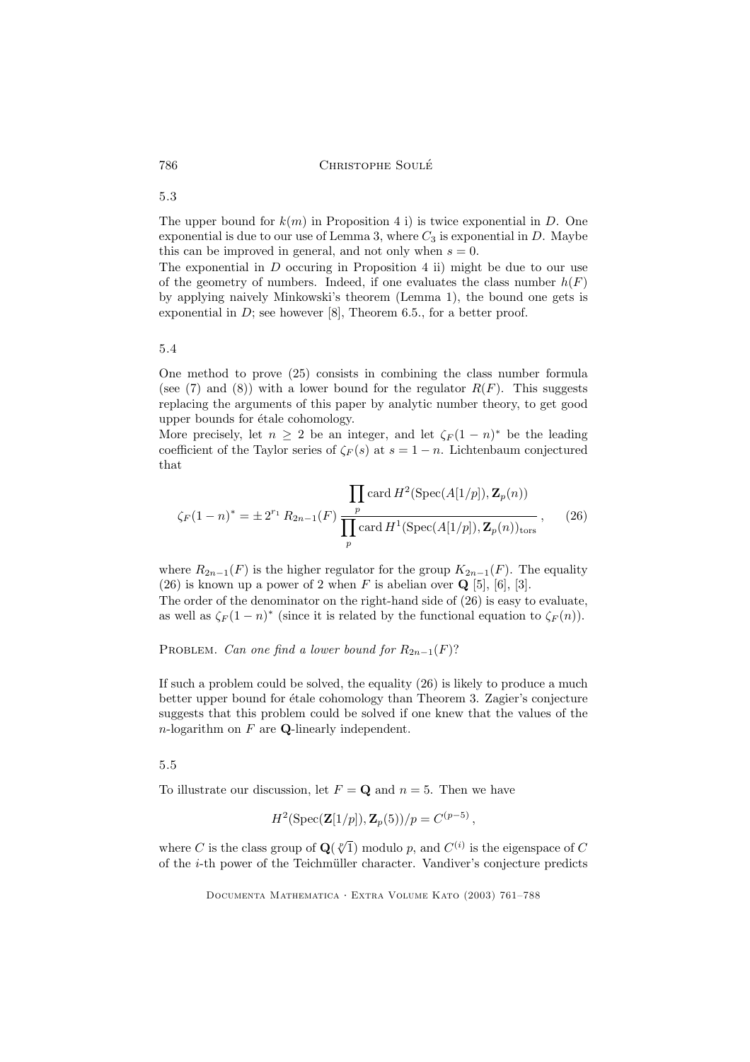## 5.3

The upper bound for $k(m)$ in Proposition 4 i) is twice exponential in $D$. One exponential is due to our use of Lemma 3, where $C_3$ is exponential in $D$. Maybe this can be improved in general, and not only when $s = 0$.

The exponential in $D$ occuring in Proposition 4 ii) might be due to our use of the geometry of numbers. Indeed, if one evaluates the class number $h(F)$ by applying naively Minkowski's theorem (Lemma 1), the bound one gets is exponential in $D$; see however [8], Theorem 6.5., for a better proof.

## 5.4

One method to prove (25) consists in combining the class number formula (see (7) and (8)) with a lower bound for the regulator $R(F)$. This suggests replacing the arguments of this paper by analytic number theory, to get good upper bounds for étale cohomology.

More precisely, let $n \geq 2$ be an integer, and let $\zeta_F(1-n)^*$ be the leading coefficient of the Taylor series of $\zeta_F(s)$ at $s = 1-n$. Lichtenbaum conjectured that

$$\zeta_F(1-n)^* = \pm\, 2^{r_1}\, R_{2n-1}(F)\, \frac{\prod_p \operatorname{card} H^2(\operatorname{Spec}(A[1/p]), \mathbf{Z}_p(n))}{\prod_p \operatorname{card} H^1(\operatorname{Spec}(A[1/p]), \mathbf{Z}_p(n))_{\mathrm{tors}}}\,, \tag{26}$$

where $R_{2n-1}(F)$ is the higher regulator for the group $K_{2n-1}(F)$. The equality (26) is known up a power of 2 when $F$ is abelian over $\mathbf{Q}$ [5], [6], [3].

The order of the denominator on the right-hand side of (26) is easy to evaluate, as well as $\zeta_F(1-n)^*$ (since it is related by the functional equation to $\zeta_F(n)$).

Problem. *Can one find a lower bound for $R_{2n-1}(F)$?*

If such a problem could be solved, the equality (26) is likely to produce a much better upper bound for étale cohomology than Theorem 3. Zagier's conjecture suggests that this problem could be solved if one knew that the values of the $n$-logarithm on $F$ are $\mathbf{Q}$-linearly independent.

## 5.5

To illustrate our discussion, let $F = \mathbf{Q}$ and $n = 5$. Then we have

$$H^2(\operatorname{Spec}(\mathbf{Z}[1/p]), \mathbf{Z}_p(5))/p = C^{(p-5)}\,,$$

where $C$ is the class group of $\mathbf{Q}(\sqrt[p]{1})$ modulo $p$, and $C^{(i)}$ is the eigenspace of $C$ of the $i$-th power of the Teichmüller character. Vandiver's conjecture predicts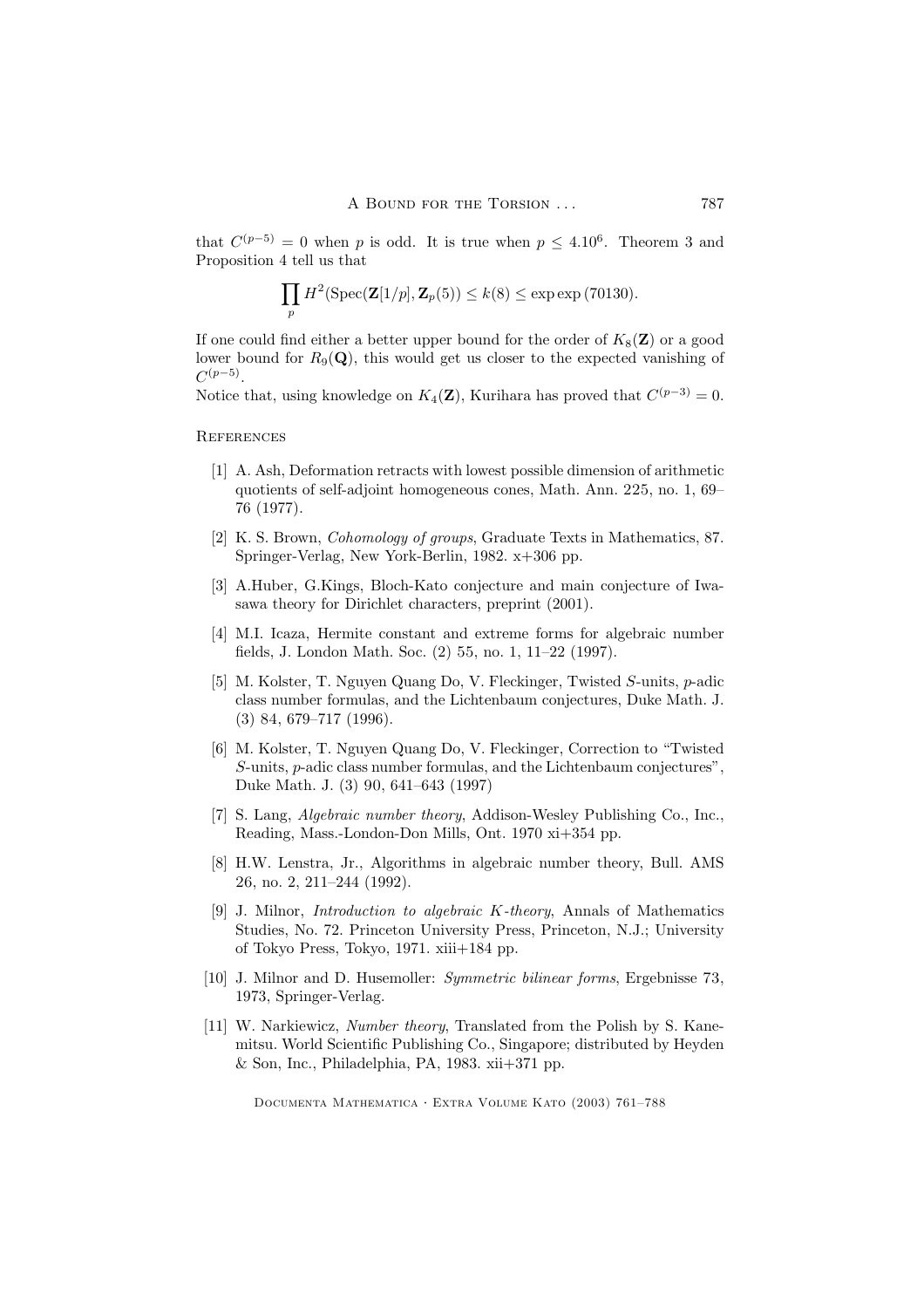that $C^{(p-5)} = 0$ when $p$ is odd. It is true when $p \leq 4.10^6$. Theorem 3 and Proposition 4 tell us that

$$\prod_p H^2(\mathrm{Spec}(\mathbf{Z}[1/p], \mathbf{Z}_p(5)) \leq k(8) \leq \exp\exp(70130).$$

If one could find either a better upper bound for the order of $K_8(\mathbf{Z})$ or a good lower bound for $R_9(\mathbf{Q})$, this would get us closer to the expected vanishing of $C^{(p-5)}$.

Notice that, using knowledge on $K_4(\mathbf{Z})$, Kurihara has proved that $C^{(p-3)} = 0$.

## References

[1] A. Ash, Deformation retracts with lowest possible dimension of arithmetic quotients of self-adjoint homogeneous cones, Math. Ann. 225, no. 1, 69–76 (1977).

[2] K. S. Brown, *Cohomology of groups*, Graduate Texts in Mathematics, 87. Springer-Verlag, New York-Berlin, 1982. x+306 pp.

[3] A.Huber, G.Kings, Bloch-Kato conjecture and main conjecture of Iwasawa theory for Dirichlet characters, preprint (2001).

[4] M.I. Icaza, Hermite constant and extreme forms for algebraic number fields, J. London Math. Soc. (2) 55, no. 1, 11–22 (1997).

[5] M. Kolster, T. Nguyen Quang Do, V. Fleckinger, Twisted $S$-units, $p$-adic class number formulas, and the Lichtenbaum conjectures, Duke Math. J. (3) 84, 679–717 (1996).

[6] M. Kolster, T. Nguyen Quang Do, V. Fleckinger, Correction to "Twisted $S$-units, $p$-adic class number formulas, and the Lichtenbaum conjectures", Duke Math. J. (3) 90, 641–643 (1997)

[7] S. Lang, *Algebraic number theory*, Addison-Wesley Publishing Co., Inc., Reading, Mass.-London-Don Mills, Ont. 1970 xi+354 pp.

[8] H.W. Lenstra, Jr., Algorithms in algebraic number theory, Bull. AMS 26, no. 2, 211–244 (1992).

[9] J. Milnor, *Introduction to algebraic K-theory*, Annals of Mathematics Studies, No. 72. Princeton University Press, Princeton, N.J.; University of Tokyo Press, Tokyo, 1971. xiii+184 pp.

[10] J. Milnor and D. Husemoller: *Symmetric bilinear forms*, Ergebnisse 73, 1973, Springer-Verlag.

[11] W. Narkiewicz, *Number theory*, Translated from the Polish by S. Kanemitsu. World Scientific Publishing Co., Singapore; distributed by Heyden & Son, Inc., Philadelphia, PA, 1983. xii+371 pp.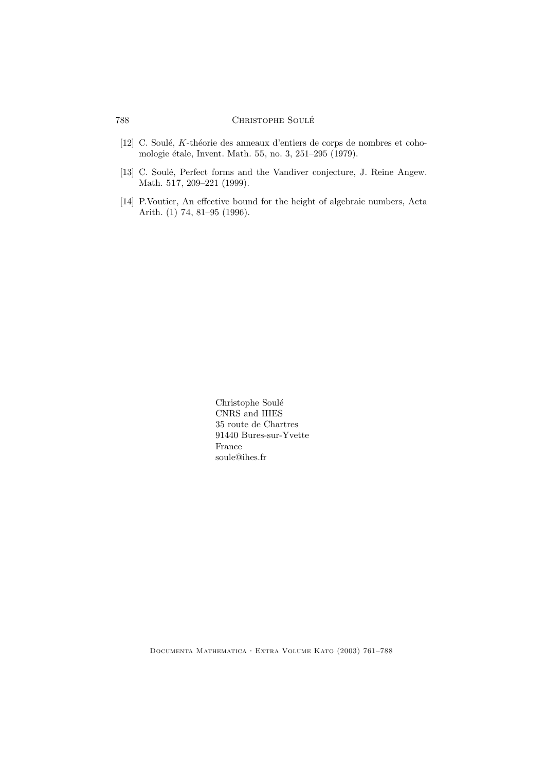[12] C. Soulé, $K$-théorie des anneaux d'entiers de corps de nombres et cohomologie étale, Invent. Math. 55, no. 3, 251–295 (1979).

[13] C. Soulé, Perfect forms and the Vandiver conjecture, J. Reine Angew. Math. 517, 209–221 (1999).

[14] P.Voutier, An effective bound for the height of algebraic numbers, Acta Arith. (1) 74, 81–95 (1996).

Christophe Soulé
CNRS and IHES
35 route de Chartres
91440 Bures-sur-Yvette
France
soule@ihes.fr